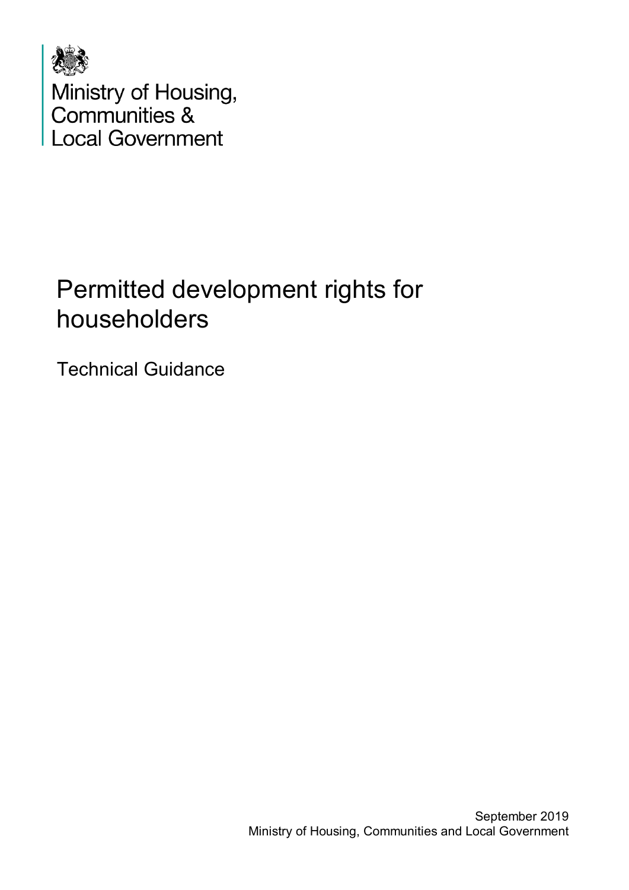Ministry of Housing,
Communities &
Local Government

# Permitted development rights for householders

Technical Guidance

September 2019
Ministry of Housing, Communities and Local Government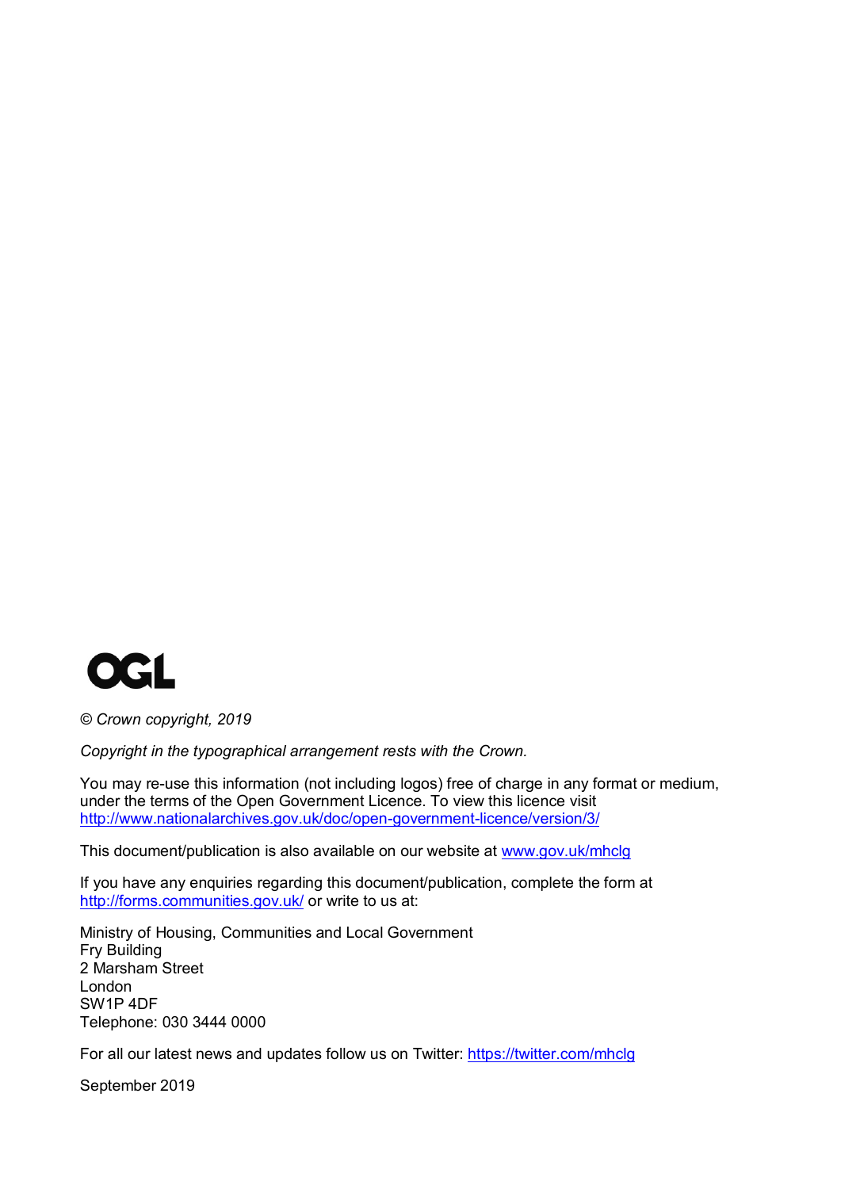OGL

*© Crown copyright, 2019*

*Copyright in the typographical arrangement rests with the Crown.*

You may re-use this information (not including logos) free of charge in any format or medium, under the terms of the Open Government Licence. To view this licence visit http://www.nationalarchives.gov.uk/doc/open-government-licence/version/3/

This document/publication is also available on our website at www.gov.uk/mhclg

If you have any enquiries regarding this document/publication, complete the form at http://forms.communities.gov.uk/ or write to us at:

Ministry of Housing, Communities and Local Government
Fry Building
2 Marsham Street
London
SW1P 4DF
Telephone: 030 3444 0000

For all our latest news and updates follow us on Twitter: https://twitter.com/mhclg

September 2019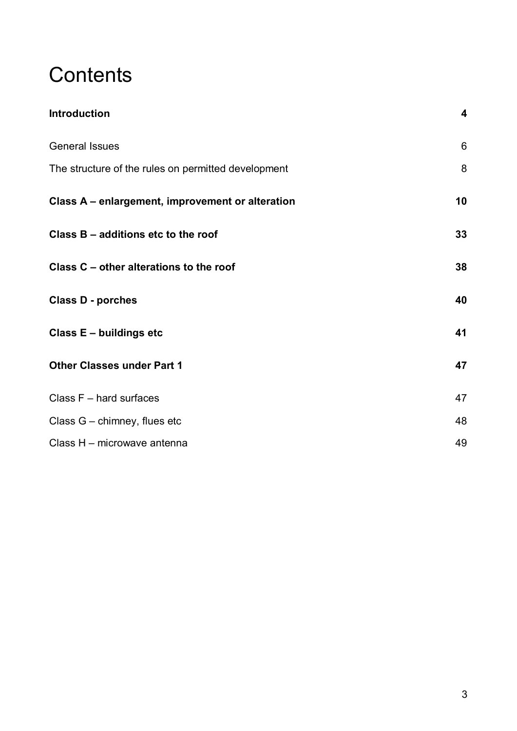# Contents

| | |
|---|---|
| **Introduction** | **4** |
| General Issues | 6 |
| The structure of the rules on permitted development | 8 |
| **Class A – enlargement, improvement or alteration** | **10** |
| **Class B – additions etc to the roof** | **33** |
| **Class C – other alterations to the roof** | **38** |
| **Class D - porches** | **40** |
| **Class E – buildings etc** | **41** |
| **Other Classes under Part 1** | **47** |
| Class F – hard surfaces | 47 |
| Class G – chimney, flues etc | 48 |
| Class H – microwave antenna | 49 |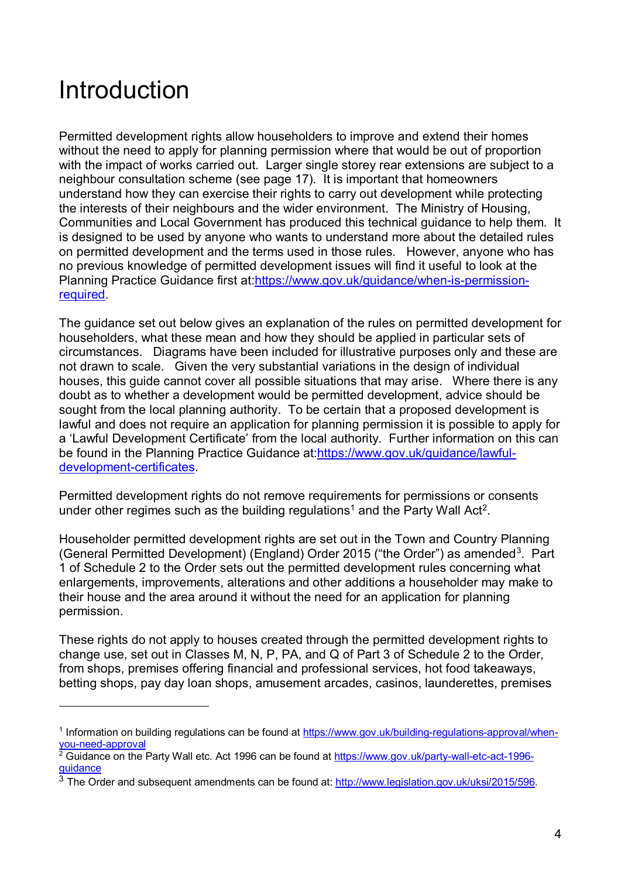# Introduction

Permitted development rights allow householders to improve and extend their homes without the need to apply for planning permission where that would be out of proportion with the impact of works carried out. Larger single storey rear extensions are subject to a neighbour consultation scheme (see page 17). It is important that homeowners understand how they can exercise their rights to carry out development while protecting the interests of their neighbours and the wider environment. The Ministry of Housing, Communities and Local Government has produced this technical guidance to help them. It is designed to be used by anyone who wants to understand more about the detailed rules on permitted development and the terms used in those rules. However, anyone who has no previous knowledge of permitted development issues will find it useful to look at the Planning Practice Guidance first at:https://www.gov.uk/guidance/when-is-permission-required.

The guidance set out below gives an explanation of the rules on permitted development for householders, what these mean and how they should be applied in particular sets of circumstances. Diagrams have been included for illustrative purposes only and these are not drawn to scale. Given the very substantial variations in the design of individual houses, this guide cannot cover all possible situations that may arise. Where there is any doubt as to whether a development would be permitted development, advice should be sought from the local planning authority. To be certain that a proposed development is lawful and does not require an application for planning permission it is possible to apply for a 'Lawful Development Certificate' from the local authority. Further information on this can be found in the Planning Practice Guidance at:https://www.gov.uk/guidance/lawful-development-certificates.

Permitted development rights do not remove requirements for permissions or consents under other regimes such as the building regulations[1] and the Party Wall Act[2].

Householder permitted development rights are set out in the Town and Country Planning (General Permitted Development) (England) Order 2015 ("the Order") as amended[3]. Part 1 of Schedule 2 to the Order sets out the permitted development rules concerning what enlargements, improvements, alterations and other additions a householder may make to their house and the area around it without the need for an application for planning permission.

These rights do not apply to houses created through the permitted development rights to change use, set out in Classes M, N, P, PA, and Q of Part 3 of Schedule 2 to the Order, from shops, premises offering financial and professional services, hot food takeaways, betting shops, pay day loan shops, amusement arcades, casinos, launderettes, premises

---

[1] Information on building regulations can be found at https://www.gov.uk/building-regulations-approval/when-you-need-approval

[2] Guidance on the Party Wall etc. Act 1996 can be found at https://www.gov.uk/party-wall-etc-act-1996-guidance

[3] The Order and subsequent amendments can be found at: http://www.legislation.gov.uk/uksi/2015/596.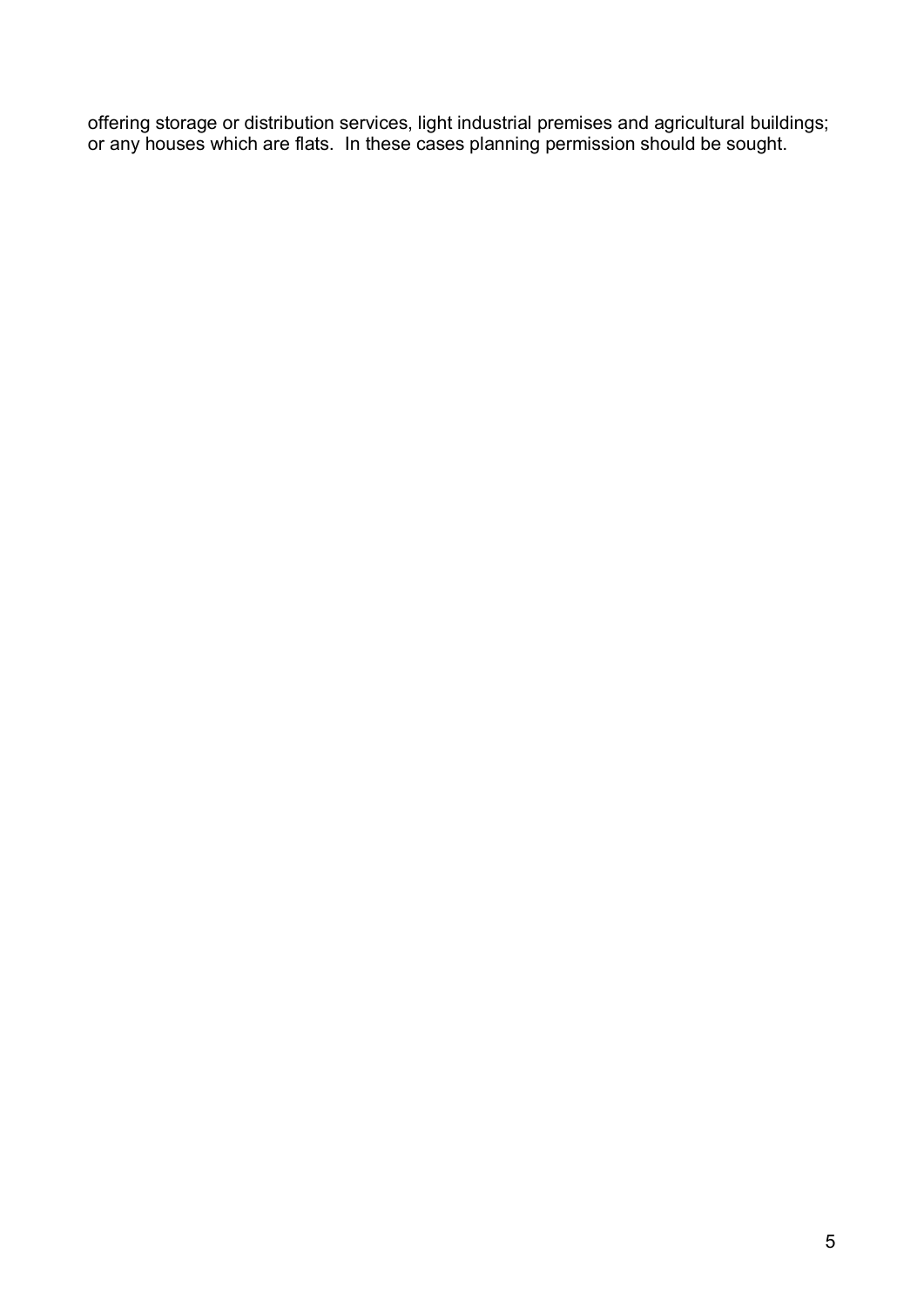offering storage or distribution services, light industrial premises and agricultural buildings; or any houses which are flats. In these cases planning permission should be sought.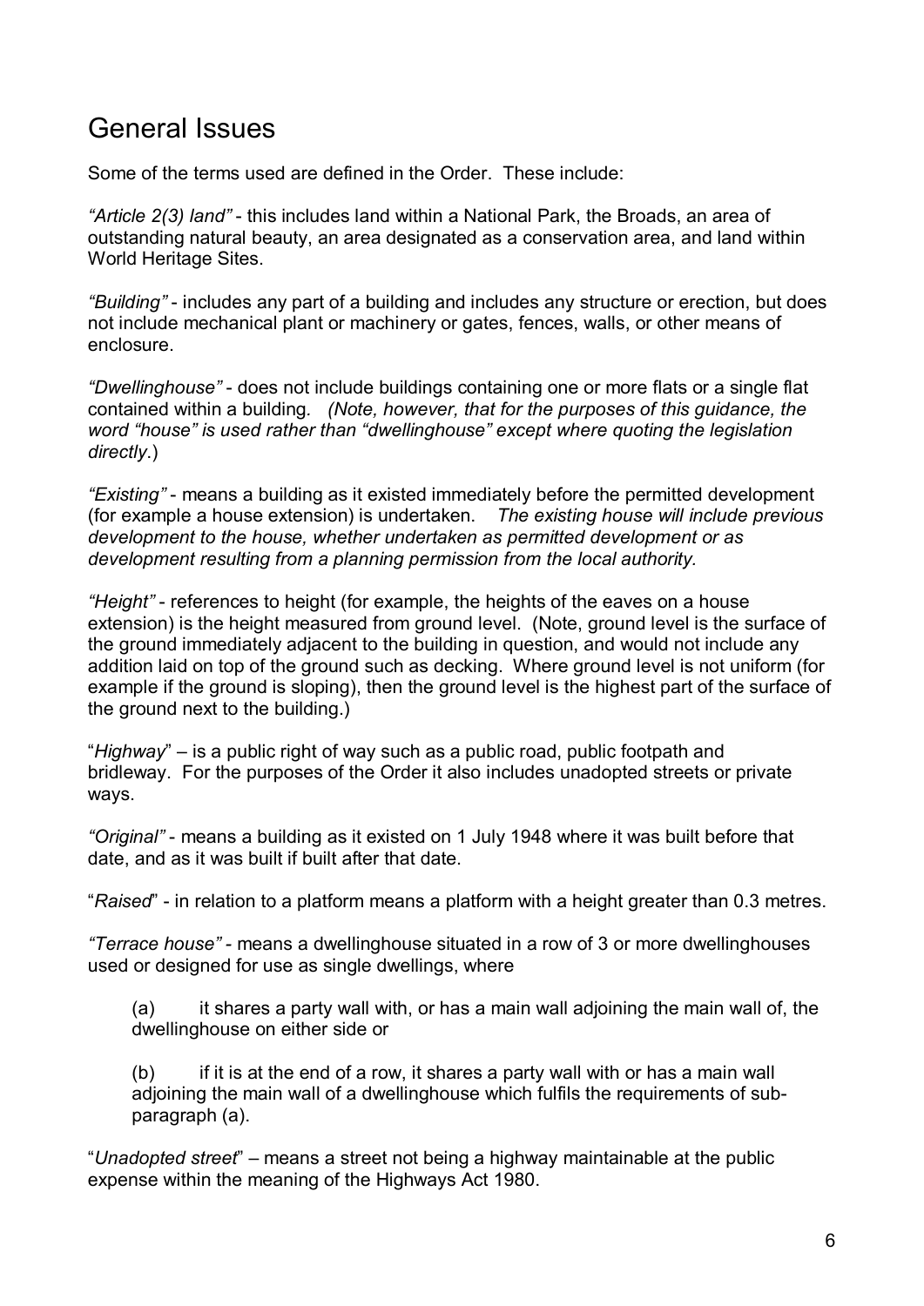## General Issues

Some of the terms used are defined in the Order. These include:

*"Article 2(3) land"* - this includes land within a National Park, the Broads, an area of outstanding natural beauty, an area designated as a conservation area, and land within World Heritage Sites.

*"Building"* - includes any part of a building and includes any structure or erection, but does not include mechanical plant or machinery or gates, fences, walls, or other means of enclosure.

*"Dwellinghouse"* - does not include buildings containing one or more flats or a single flat contained within a building. *(Note, however, that for the purposes of this guidance, the word "house" is used rather than "dwellinghouse" except where quoting the legislation directly*.)

*"Existing"* - means a building as it existed immediately before the permitted development (for example a house extension) is undertaken. *The existing house will include previous development to the house, whether undertaken as permitted development or as development resulting from a planning permission from the local authority.*

*"Height"* - references to height (for example, the heights of the eaves on a house extension) is the height measured from ground level. (Note, ground level is the surface of the ground immediately adjacent to the building in question, and would not include any addition laid on top of the ground such as decking. Where ground level is not uniform (for example if the ground is sloping), then the ground level is the highest part of the surface of the ground next to the building.)

"*Highway*" – is a public right of way such as a public road, public footpath and bridleway. For the purposes of the Order it also includes unadopted streets or private ways.

*"Original"* - means a building as it existed on 1 July 1948 where it was built before that date, and as it was built if built after that date.

"*Raised*" - in relation to a platform means a platform with a height greater than 0.3 metres.

*"Terrace house"* - means a dwellinghouse situated in a row of 3 or more dwellinghouses used or designed for use as single dwellings, where

(a) it shares a party wall with, or has a main wall adjoining the main wall of, the dwellinghouse on either side or

(b) if it is at the end of a row, it shares a party wall with or has a main wall adjoining the main wall of a dwellinghouse which fulfils the requirements of sub-paragraph (a).

"*Unadopted street*" – means a street not being a highway maintainable at the public expense within the meaning of the Highways Act 1980.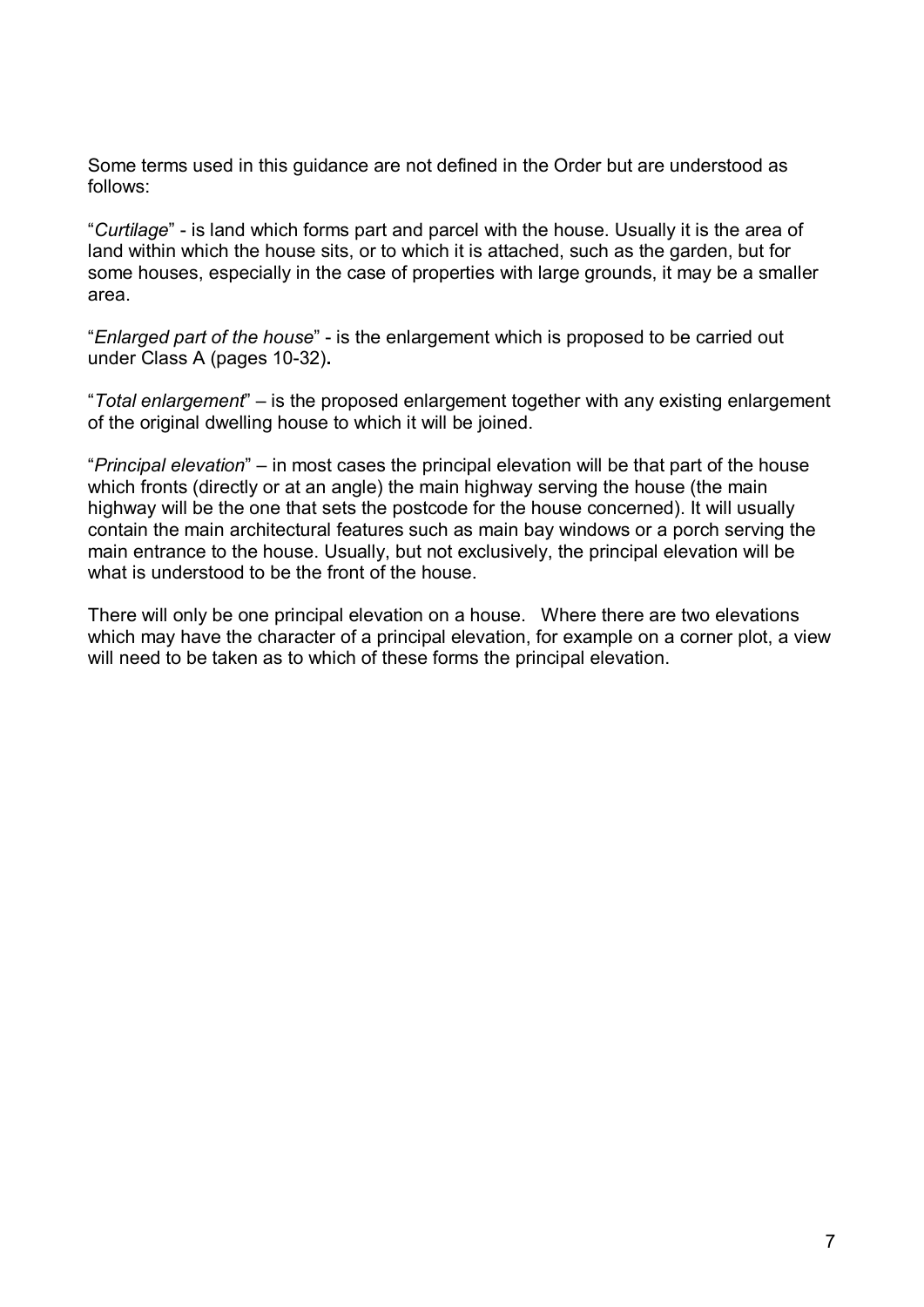Some terms used in this guidance are not defined in the Order but are understood as follows:

"*Curtilage*" - is land which forms part and parcel with the house. Usually it is the area of land within which the house sits, or to which it is attached, such as the garden, but for some houses, especially in the case of properties with large grounds, it may be a smaller area.

"*Enlarged part of the house*" - is the enlargement which is proposed to be carried out under Class A (pages 10-32)**.**

"*Total enlargement*" – is the proposed enlargement together with any existing enlargement of the original dwelling house to which it will be joined.

"*Principal elevation*" – in most cases the principal elevation will be that part of the house which fronts (directly or at an angle) the main highway serving the house (the main highway will be the one that sets the postcode for the house concerned). It will usually contain the main architectural features such as main bay windows or a porch serving the main entrance to the house. Usually, but not exclusively, the principal elevation will be what is understood to be the front of the house.

There will only be one principal elevation on a house. Where there are two elevations which may have the character of a principal elevation, for example on a corner plot, a view will need to be taken as to which of these forms the principal elevation.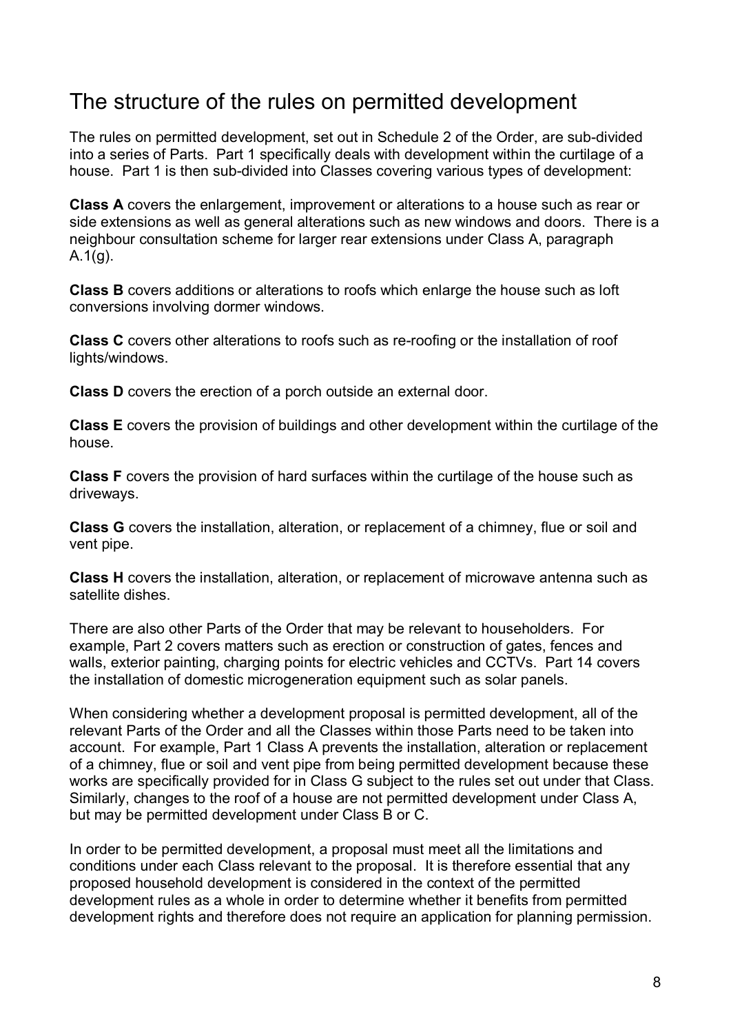## The structure of the rules on permitted development

The rules on permitted development, set out in Schedule 2 of the Order, are sub-divided into a series of Parts. Part 1 specifically deals with development within the curtilage of a house. Part 1 is then sub-divided into Classes covering various types of development:

**Class A** covers the enlargement, improvement or alterations to a house such as rear or side extensions as well as general alterations such as new windows and doors. There is a neighbour consultation scheme for larger rear extensions under Class A, paragraph A.1(g).

**Class B** covers additions or alterations to roofs which enlarge the house such as loft conversions involving dormer windows.

**Class C** covers other alterations to roofs such as re-roofing or the installation of roof lights/windows.

**Class D** covers the erection of a porch outside an external door.

**Class E** covers the provision of buildings and other development within the curtilage of the house.

**Class F** covers the provision of hard surfaces within the curtilage of the house such as driveways.

**Class G** covers the installation, alteration, or replacement of a chimney, flue or soil and vent pipe.

**Class H** covers the installation, alteration, or replacement of microwave antenna such as satellite dishes.

There are also other Parts of the Order that may be relevant to householders. For example, Part 2 covers matters such as erection or construction of gates, fences and walls, exterior painting, charging points for electric vehicles and CCTVs. Part 14 covers the installation of domestic microgeneration equipment such as solar panels.

When considering whether a development proposal is permitted development, all of the relevant Parts of the Order and all the Classes within those Parts need to be taken into account. For example, Part 1 Class A prevents the installation, alteration or replacement of a chimney, flue or soil and vent pipe from being permitted development because these works are specifically provided for in Class G subject to the rules set out under that Class. Similarly, changes to the roof of a house are not permitted development under Class A, but may be permitted development under Class B or C.

In order to be permitted development, a proposal must meet all the limitations and conditions under each Class relevant to the proposal. It is therefore essential that any proposed household development is considered in the context of the permitted development rules as a whole in order to determine whether it benefits from permitted development rights and therefore does not require an application for planning permission.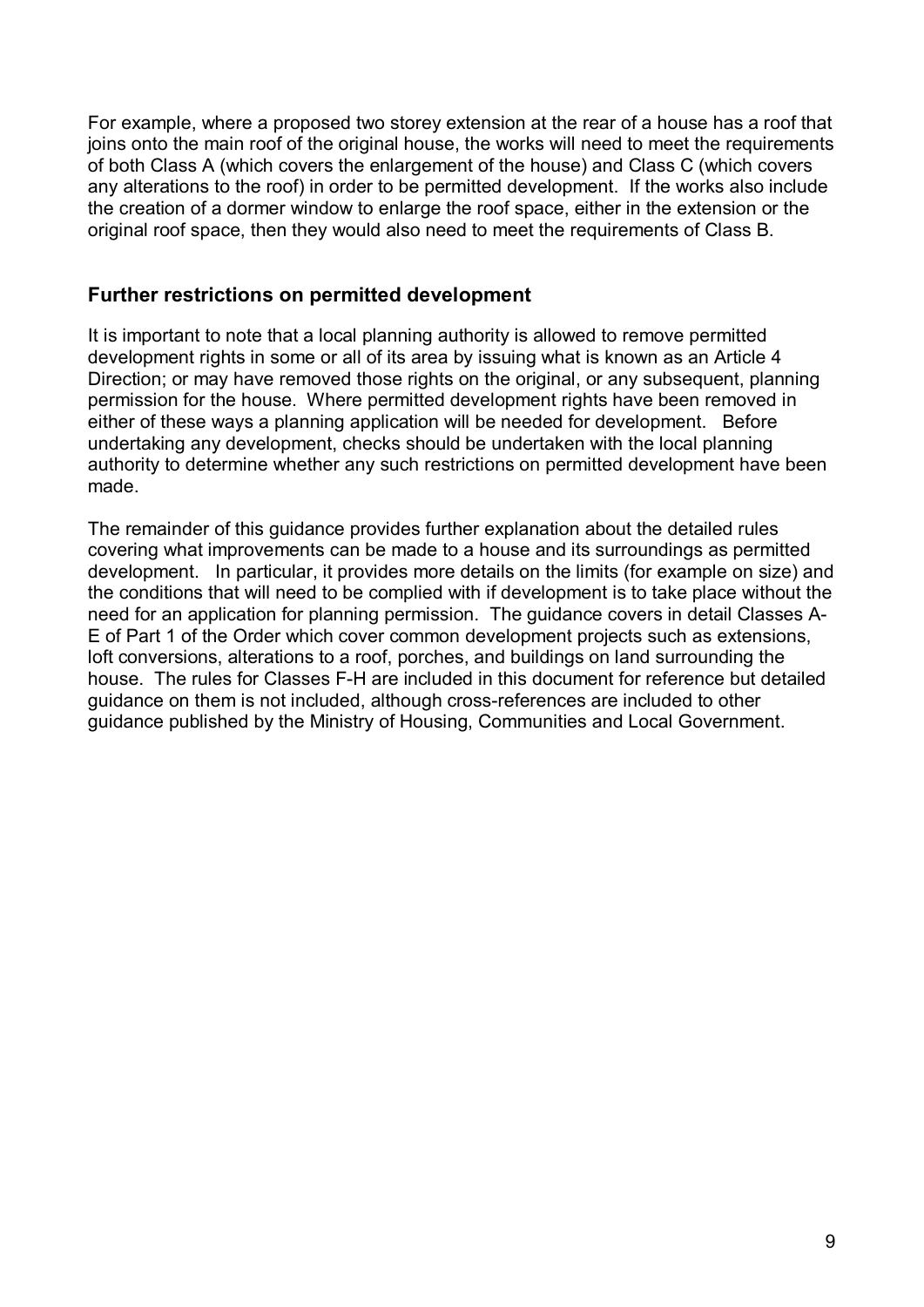For example, where a proposed two storey extension at the rear of a house has a roof that joins onto the main roof of the original house, the works will need to meet the requirements of both Class A (which covers the enlargement of the house) and Class C (which covers any alterations to the roof) in order to be permitted development. If the works also include the creation of a dormer window to enlarge the roof space, either in the extension or the original roof space, then they would also need to meet the requirements of Class B.

## Further restrictions on permitted development

It is important to note that a local planning authority is allowed to remove permitted development rights in some or all of its area by issuing what is known as an Article 4 Direction; or may have removed those rights on the original, or any subsequent, planning permission for the house. Where permitted development rights have been removed in either of these ways a planning application will be needed for development. Before undertaking any development, checks should be undertaken with the local planning authority to determine whether any such restrictions on permitted development have been made.

The remainder of this guidance provides further explanation about the detailed rules covering what improvements can be made to a house and its surroundings as permitted development. In particular, it provides more details on the limits (for example on size) and the conditions that will need to be complied with if development is to take place without the need for an application for planning permission. The guidance covers in detail Classes A-E of Part 1 of the Order which cover common development projects such as extensions, loft conversions, alterations to a roof, porches, and buildings on land surrounding the house. The rules for Classes F-H are included in this document for reference but detailed guidance on them is not included, although cross-references are included to other guidance published by the Ministry of Housing, Communities and Local Government.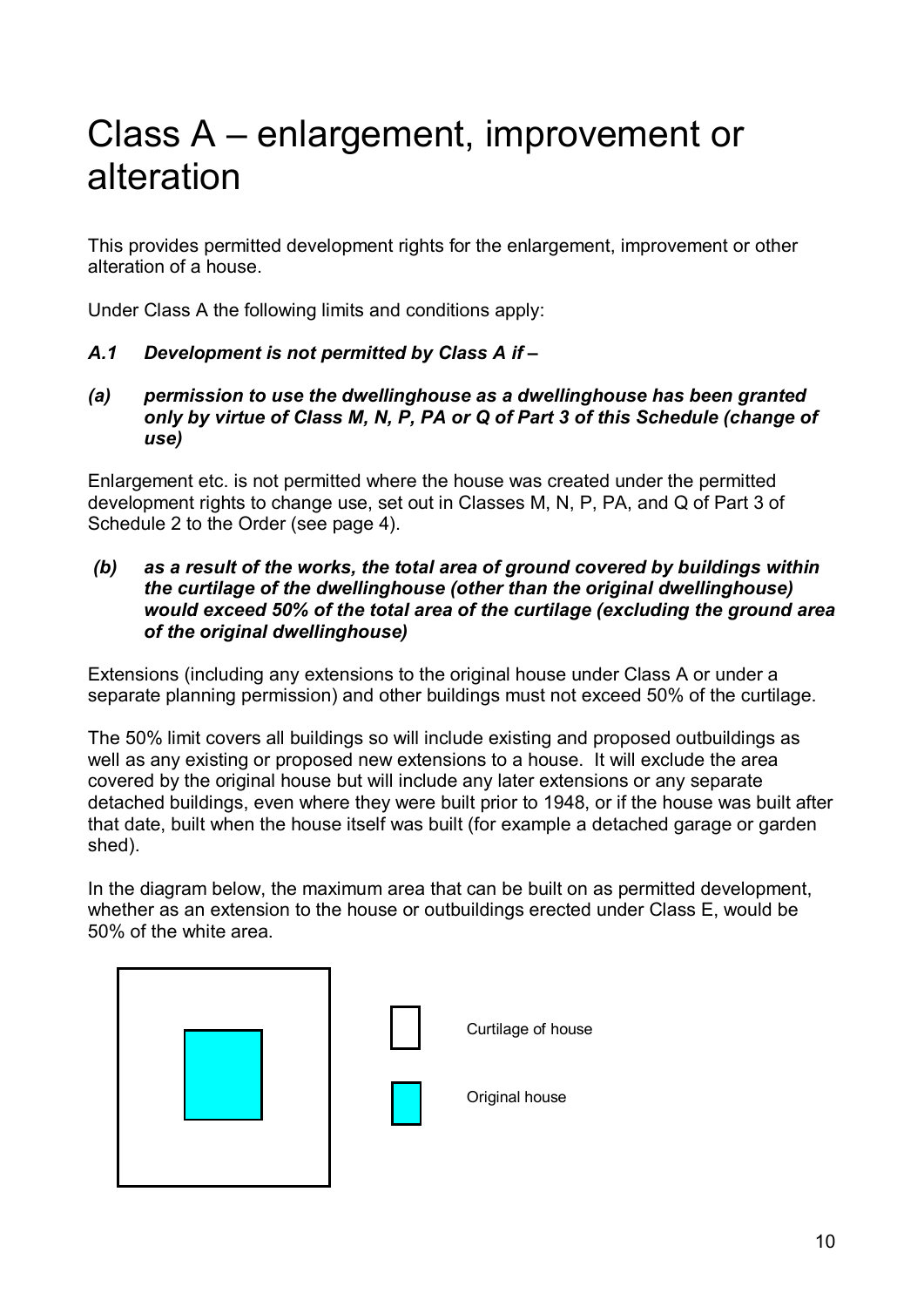# Class A – enlargement, improvement or alteration

This provides permitted development rights for the enlargement, improvement or other alteration of a house.

Under Class A the following limits and conditions apply:

***A.1 Development is not permitted by Class A if –***

***(a) permission to use the dwellinghouse as a dwellinghouse has been granted only by virtue of Class M, N, P, PA or Q of Part 3 of this Schedule (change of use)***

Enlargement etc. is not permitted where the house was created under the permitted development rights to change use, set out in Classes M, N, P, PA, and Q of Part 3 of Schedule 2 to the Order (see page 4).

***(b) as a result of the works, the total area of ground covered by buildings within the curtilage of the dwellinghouse (other than the original dwellinghouse) would exceed 50% of the total area of the curtilage (excluding the ground area of the original dwellinghouse)***

Extensions (including any extensions to the original house under Class A or under a separate planning permission) and other buildings must not exceed 50% of the curtilage.

The 50% limit covers all buildings so will include existing and proposed outbuildings as well as any existing or proposed new extensions to a house. It will exclude the area covered by the original house but will include any later extensions or any separate detached buildings, even where they were built prior to 1948, or if the house was built after that date, built when the house itself was built (for example a detached garage or garden shed).

In the diagram below, the maximum area that can be built on as permitted development, whether as an extension to the house or outbuildings erected under Class E, would be 50% of the white area.

Curtilage of house

Original house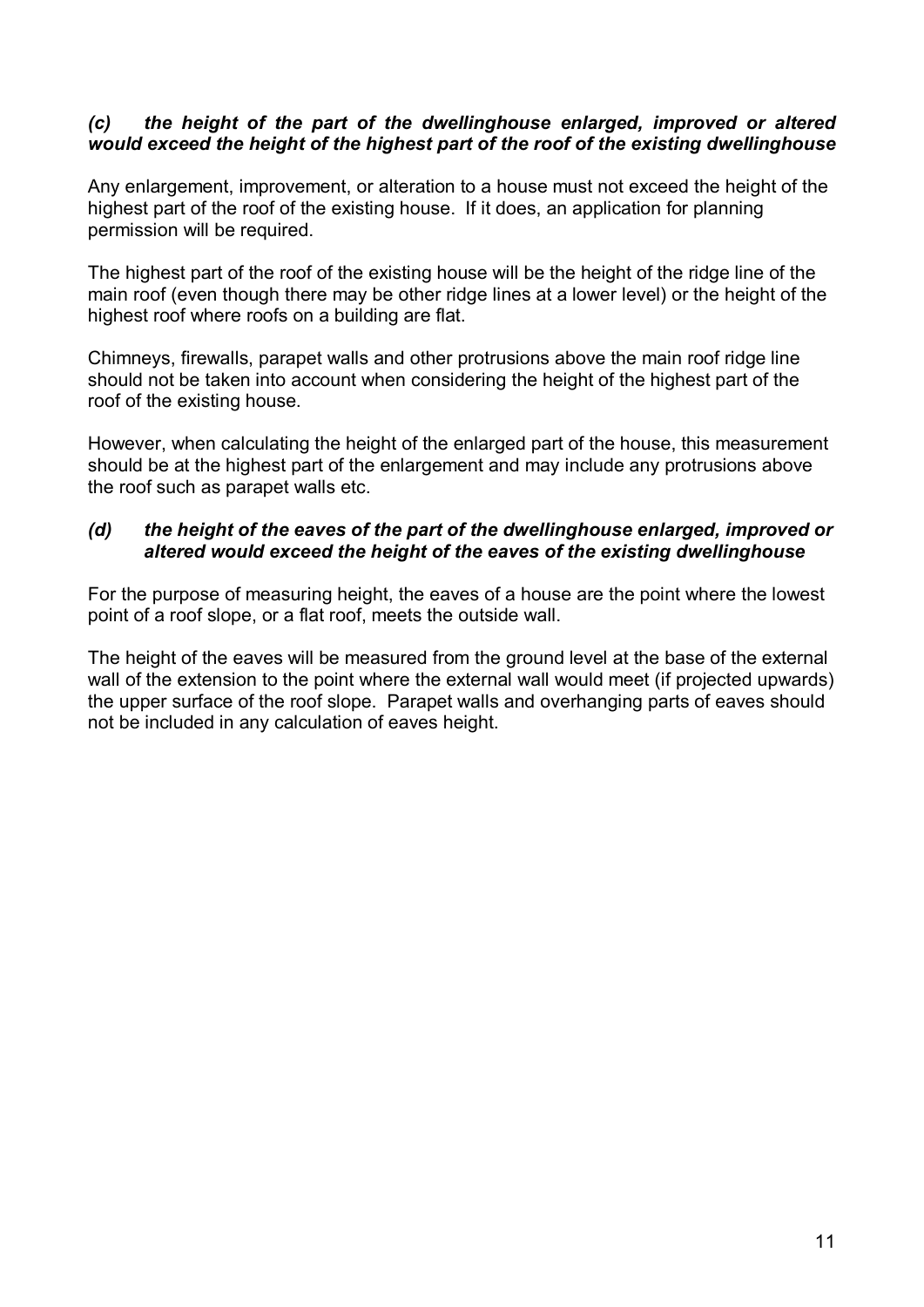### *(c) the height of the part of the dwellinghouse enlarged, improved or altered would exceed the height of the highest part of the roof of the existing dwellinghouse*

Any enlargement, improvement, or alteration to a house must not exceed the height of the highest part of the roof of the existing house. If it does, an application for planning permission will be required.

The highest part of the roof of the existing house will be the height of the ridge line of the main roof (even though there may be other ridge lines at a lower level) or the height of the highest roof where roofs on a building are flat.

Chimneys, firewalls, parapet walls and other protrusions above the main roof ridge line should not be taken into account when considering the height of the highest part of the roof of the existing house.

However, when calculating the height of the enlarged part of the house, this measurement should be at the highest part of the enlargement and may include any protrusions above the roof such as parapet walls etc.

### *(d) the height of the eaves of the part of the dwellinghouse enlarged, improved or altered would exceed the height of the eaves of the existing dwellinghouse*

For the purpose of measuring height, the eaves of a house are the point where the lowest point of a roof slope, or a flat roof, meets the outside wall.

The height of the eaves will be measured from the ground level at the base of the external wall of the extension to the point where the external wall would meet (if projected upwards) the upper surface of the roof slope. Parapet walls and overhanging parts of eaves should not be included in any calculation of eaves height.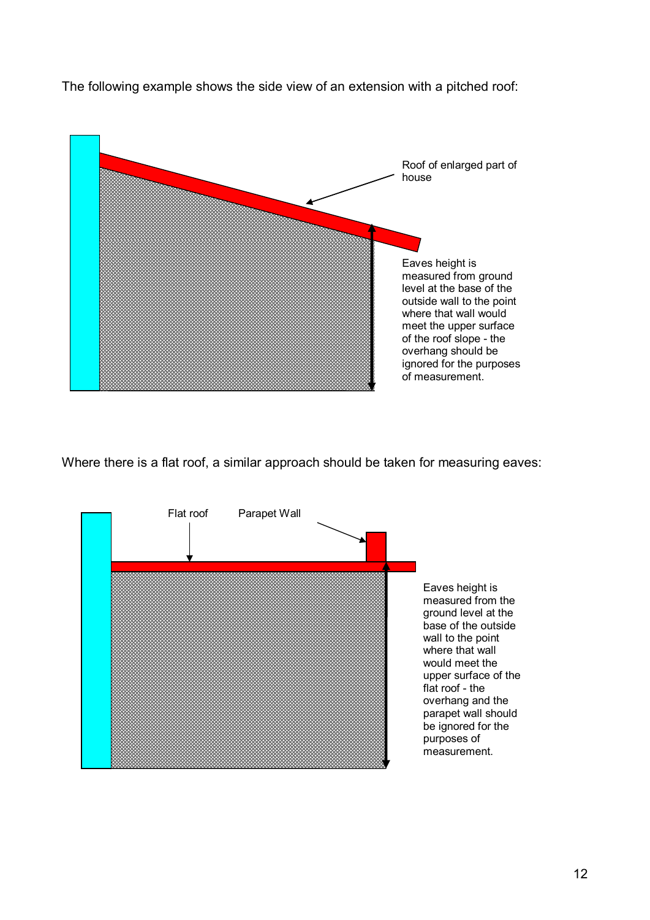The following example shows the side view of an extension with a pitched roof:

Roof of enlarged part of house

Eaves height is measured from ground level at the base of the outside wall to the point where that wall would meet the upper surface of the roof slope - the overhang should be ignored for the purposes of measurement.

Where there is a flat roof, a similar approach should be taken for measuring eaves:

Flat roof

Parapet Wall

Eaves height is measured from the ground level at the base of the outside wall to the point where that wall would meet the upper surface of the flat roof - the overhang and the parapet wall should be ignored for the purposes of measurement.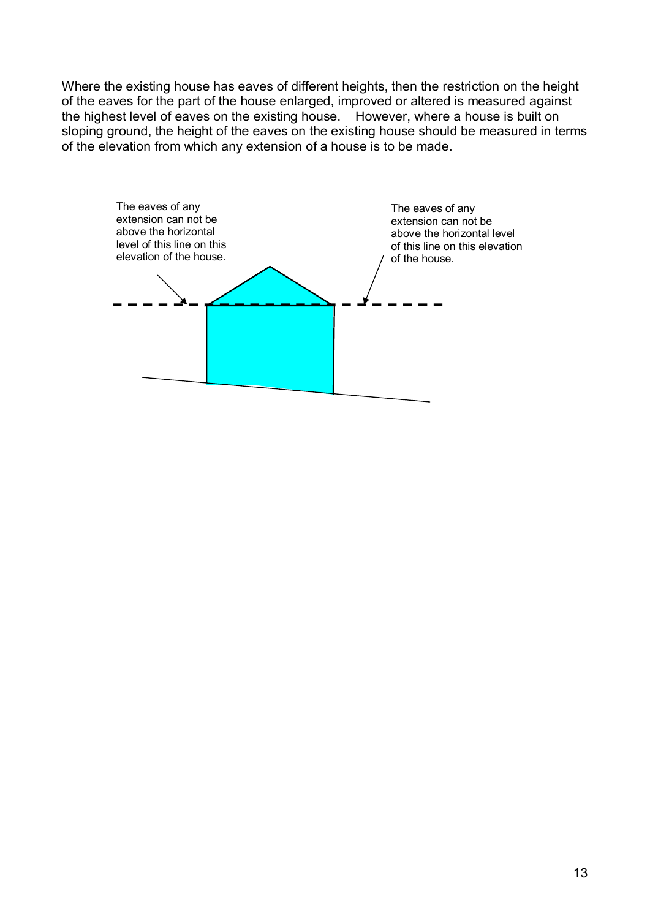Where the existing house has eaves of different heights, then the restriction on the height of the eaves for the part of the house enlarged, improved or altered is measured against the highest level of eaves on the existing house. However, where a house is built on sloping ground, the height of the eaves on the existing house should be measured in terms of the elevation from which any extension of a house is to be made.

The eaves of any extension can not be above the horizontal level of this line on this elevation of the house.

The eaves of any extension can not be above the horizontal level of this line on this elevation of the house.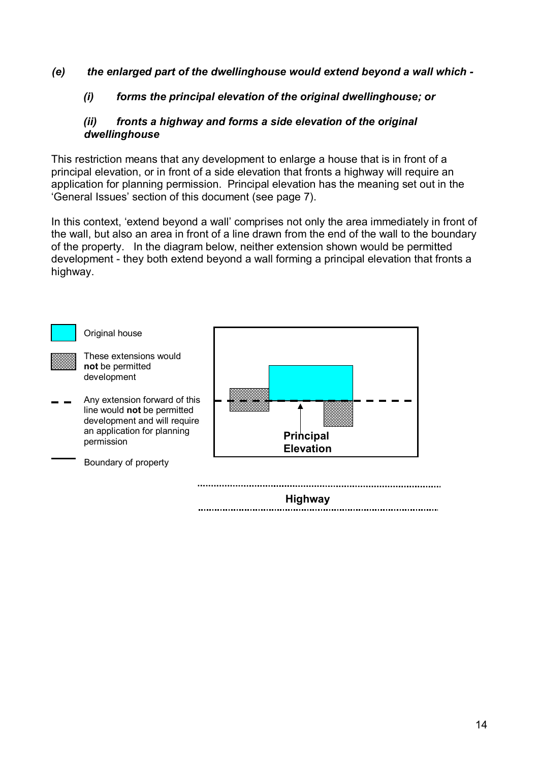***(e) the enlarged part of the dwellinghouse would extend beyond a wall which -***

***(i) forms the principal elevation of the original dwellinghouse; or***

***(ii) fronts a highway and forms a side elevation of the original dwellinghouse***

This restriction means that any development to enlarge a house that is in front of a principal elevation, or in front of a side elevation that fronts a highway will require an application for planning permission. Principal elevation has the meaning set out in the 'General Issues' section of this document (see page 7).

In this context, 'extend beyond a wall' comprises not only the area immediately in front of the wall, but also an area in front of a line drawn from the end of the wall to the boundary of the property. In the diagram below, neither extension shown would be permitted development - they both extend beyond a wall forming a principal elevation that fronts a highway.

Original house

These extensions would **not** be permitted development

Any extension forward of this line would **not** be permitted development and will require an application for planning permission

Boundary of property

**Principal Elevation**

**Highway**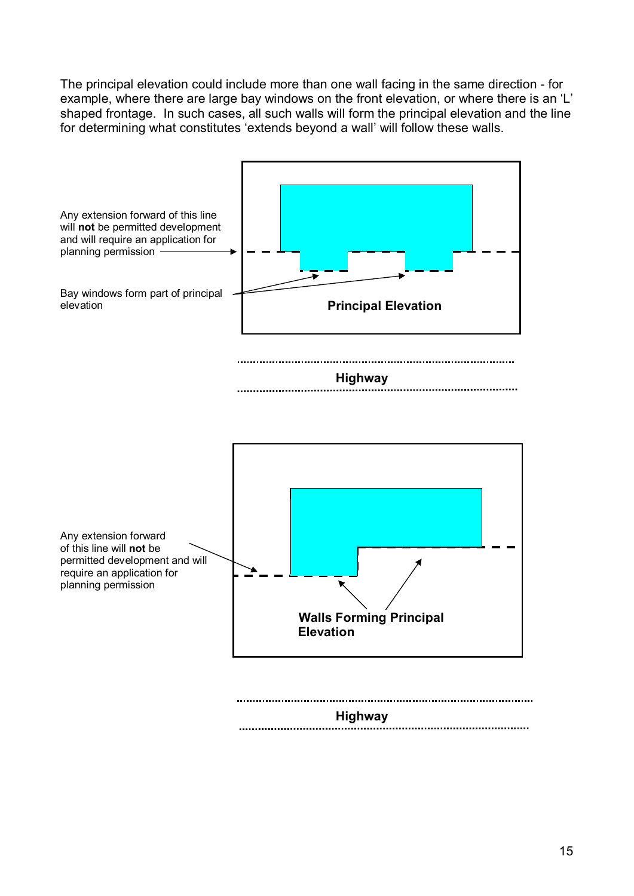The principal elevation could include more than one wall facing in the same direction - for example, where there are large bay windows on the front elevation, or where there is an 'L' shaped frontage. In such cases, all such walls will form the principal elevation and the line for determining what constitutes 'extends beyond a wall' will follow these walls.

Any extension forward of this line will **not** be permitted development and will require an application for planning permission

Bay windows form part of principal elevation

**Principal Elevation**

**Highway**

Any extension forward of this line will **not** be permitted development and will require an application for planning permission

**Walls Forming Principal Elevation**

**Highway**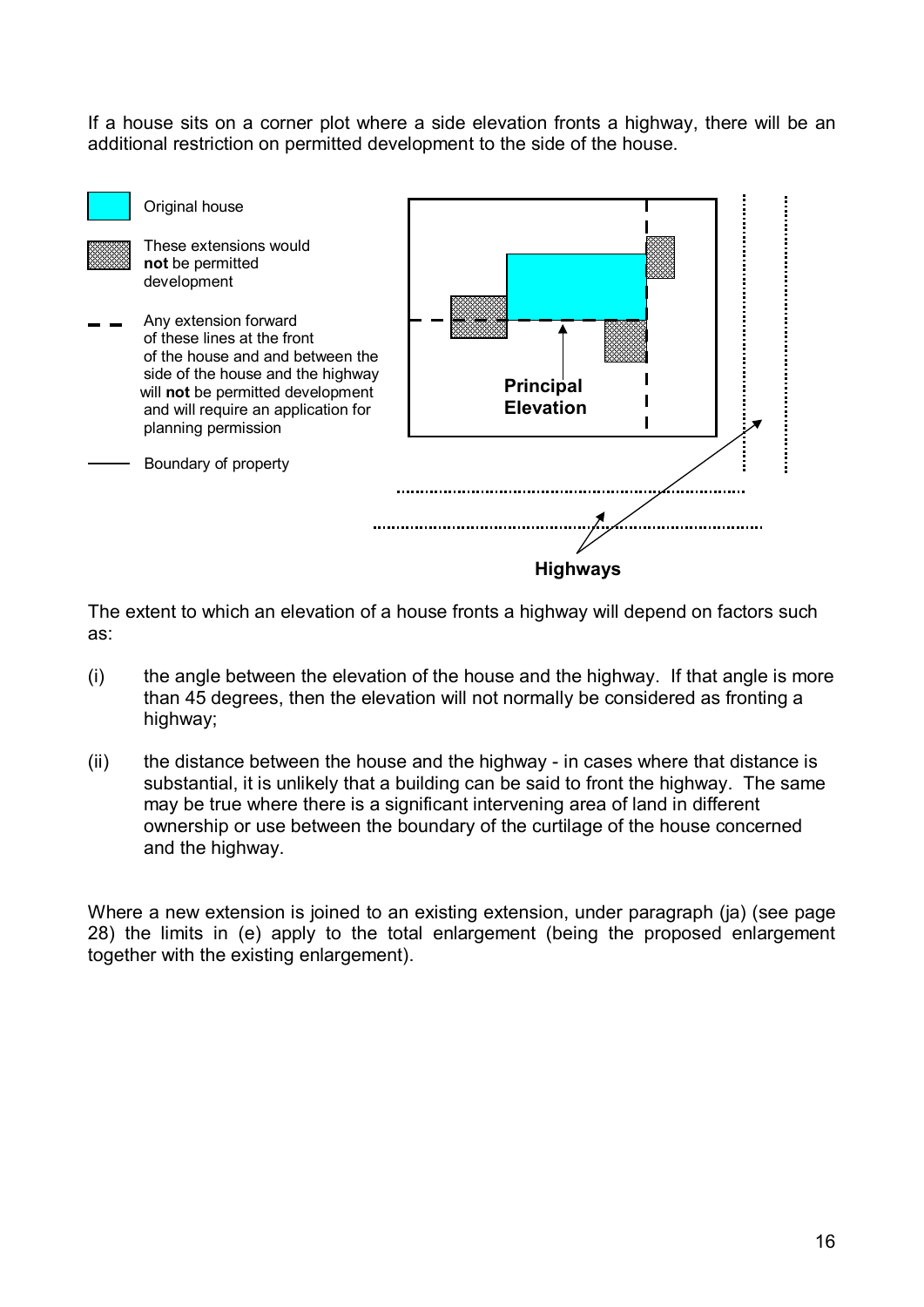If a house sits on a corner plot where a side elevation fronts a highway, there will be an additional restriction on permitted development to the side of the house.

Original house

These extensions would **not** be permitted development

Any extension forward of these lines at the front of the house and and between the side of the house and the highway will **not** be permitted development and will require an application for planning permission

Boundary of property

Principal Elevation

Highways

The extent to which an elevation of a house fronts a highway will depend on factors such as:

(i) the angle between the elevation of the house and the highway. If that angle is more than 45 degrees, then the elevation will not normally be considered as fronting a highway;

(ii) the distance between the house and the highway - in cases where that distance is substantial, it is unlikely that a building can be said to front the highway. The same may be true where there is a significant intervening area of land in different ownership or use between the boundary of the curtilage of the house concerned and the highway.

Where a new extension is joined to an existing extension, under paragraph (ja) (see page 28) the limits in (e) apply to the total enlargement (being the proposed enlargement together with the existing enlargement).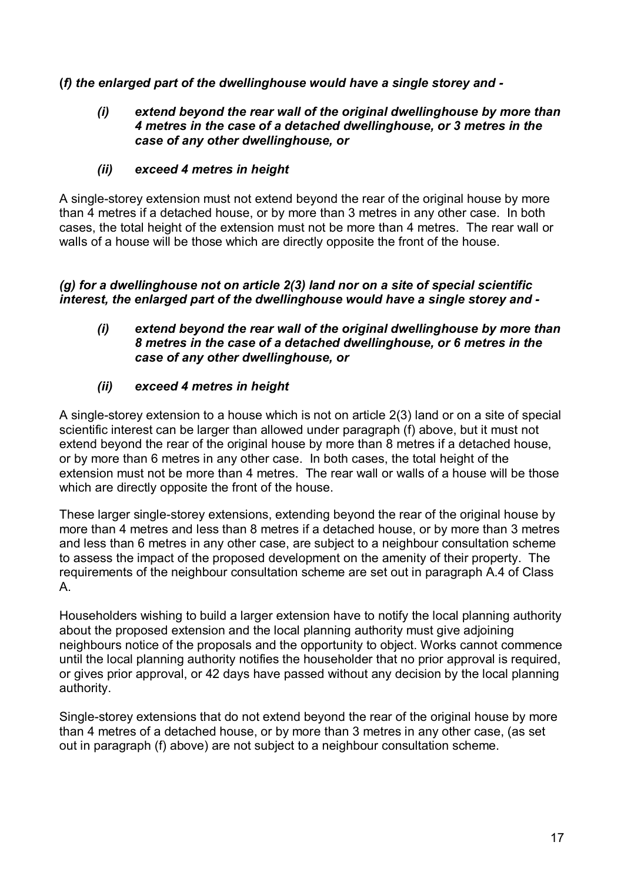**(*f) the enlarged part of the dwellinghouse would have a single storey and -***

> ***(i) extend beyond the rear wall of the original dwellinghouse by more than 4 metres in the case of a detached dwellinghouse, or 3 metres in the case of any other dwellinghouse, or***
>
> ***(ii) exceed 4 metres in height***

A single-storey extension must not extend beyond the rear of the original house by more than 4 metres if a detached house, or by more than 3 metres in any other case. In both cases, the total height of the extension must not be more than 4 metres. The rear wall or walls of a house will be those which are directly opposite the front of the house.

***(g) for a dwellinghouse not on article 2(3) land nor on a site of special scientific interest, the enlarged part of the dwellinghouse would have a single storey and -***

> ***(i) extend beyond the rear wall of the original dwellinghouse by more than 8 metres in the case of a detached dwellinghouse, or 6 metres in the case of any other dwellinghouse, or***
>
> ***(ii) exceed 4 metres in height***

A single-storey extension to a house which is not on article 2(3) land or on a site of special scientific interest can be larger than allowed under paragraph (f) above, but it must not extend beyond the rear of the original house by more than 8 metres if a detached house, or by more than 6 metres in any other case. In both cases, the total height of the extension must not be more than 4 metres. The rear wall or walls of a house will be those which are directly opposite the front of the house.

These larger single-storey extensions, extending beyond the rear of the original house by more than 4 metres and less than 8 metres if a detached house, or by more than 3 metres and less than 6 metres in any other case, are subject to a neighbour consultation scheme to assess the impact of the proposed development on the amenity of their property. The requirements of the neighbour consultation scheme are set out in paragraph A.4 of Class A.

Householders wishing to build a larger extension have to notify the local planning authority about the proposed extension and the local planning authority must give adjoining neighbours notice of the proposals and the opportunity to object. Works cannot commence until the local planning authority notifies the householder that no prior approval is required, or gives prior approval, or 42 days have passed without any decision by the local planning authority.

Single-storey extensions that do not extend beyond the rear of the original house by more than 4 metres of a detached house, or by more than 3 metres in any other case, (as set out in paragraph (f) above) are not subject to a neighbour consultation scheme.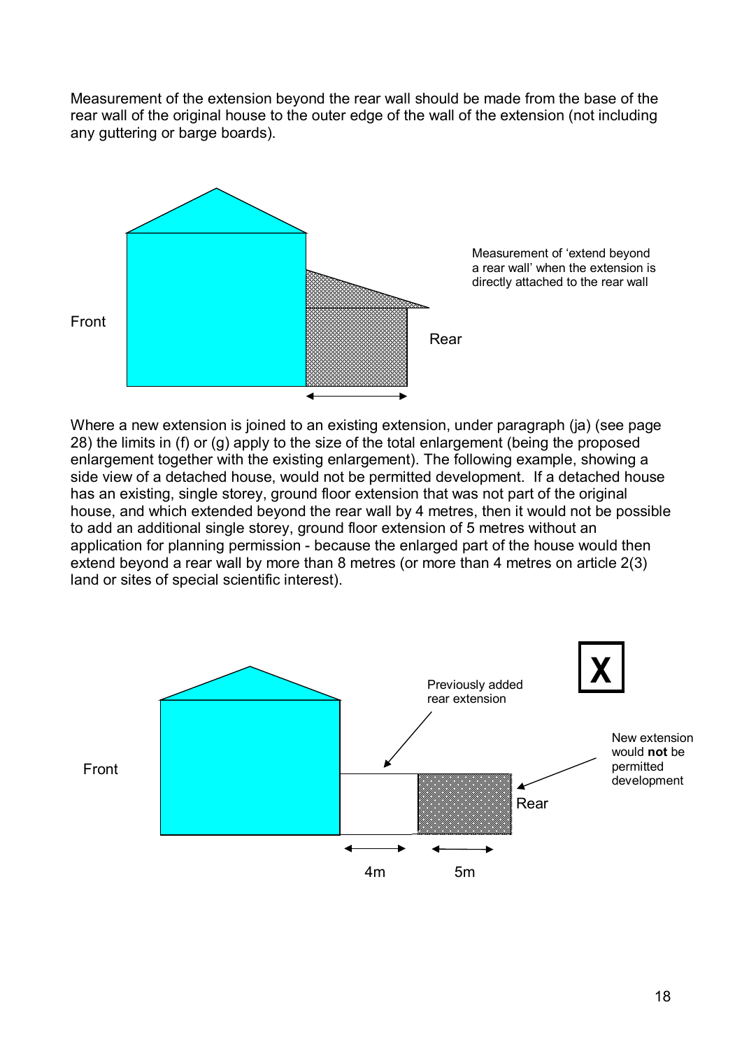Measurement of the extension beyond the rear wall should be made from the base of the rear wall of the original house to the outer edge of the wall of the extension (not including any guttering or barge boards).

Front

Rear

Measurement of 'extend beyond a rear wall' when the extension is directly attached to the rear wall

Where a new extension is joined to an existing extension, under paragraph (ja) (see page 28) the limits in (f) or (g) apply to the size of the total enlargement (being the proposed enlargement together with the existing enlargement). The following example, showing a side view of a detached house, would not be permitted development. If a detached house has an existing, single storey, ground floor extension that was not part of the original house, and which extended beyond the rear wall by 4 metres, then it would not be possible to add an additional single storey, ground floor extension of 5 metres without an application for planning permission - because the enlarged part of the house would then extend beyond a rear wall by more than 8 metres (or more than 4 metres on article 2(3) land or sites of special scientific interest).

**X**

Previously added rear extension

New extension would **not** be permitted development

Front

Rear

4m

5m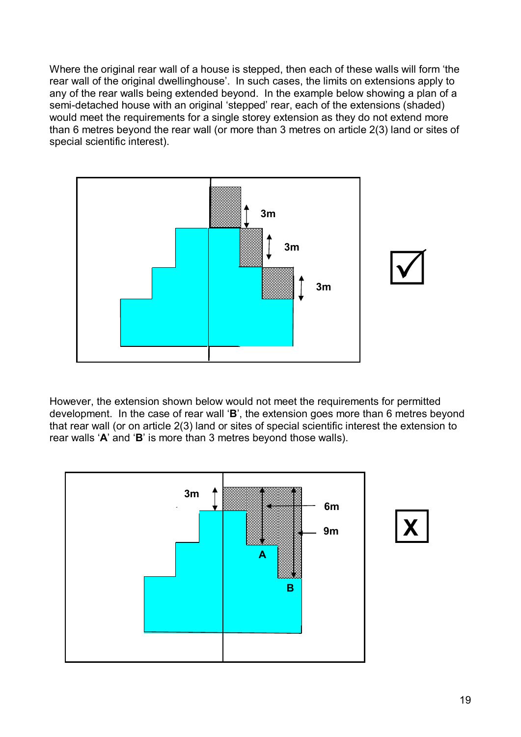Where the original rear wall of a house is stepped, then each of these walls will form 'the rear wall of the original dwellinghouse'. In such cases, the limits on extensions apply to any of the rear walls being extended beyond. In the example below showing a plan of a semi-detached house with an original 'stepped' rear, each of the extensions (shaded) would meet the requirements for a single storey extension as they do not extend more than 6 metres beyond the rear wall (or more than 3 metres on article 2(3) land or sites of special scientific interest).

However, the extension shown below would not meet the requirements for permitted development. In the case of rear wall '**B**', the extension goes more than 6 metres beyond that rear wall (or on article 2(3) land or sites of special scientific interest the extension to rear walls '**A**' and '**B**' is more than 3 metres beyond those walls).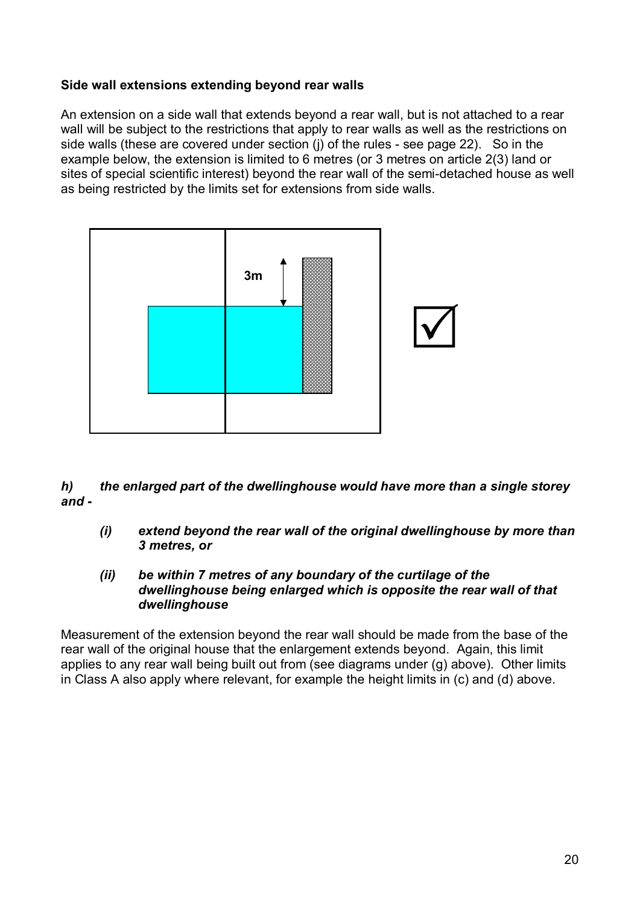**Side wall extensions extending beyond rear walls**

An extension on a side wall that extends beyond a rear wall, but is not attached to a rear wall will be subject to the restrictions that apply to rear walls as well as the restrictions on side walls (these are covered under section (j) of the rules - see page 22). So in the example below, the extension is limited to 6 metres (or 3 metres on article 2(3) land or sites of special scientific interest) beyond the rear wall of the semi-detached house as well as being restricted by the limits set for extensions from side walls.

***h) the enlarged part of the dwellinghouse would have more than a single storey and -***

> ***(i) extend beyond the rear wall of the original dwellinghouse by more than 3 metres, or***
>
> ***(ii) be within 7 metres of any boundary of the curtilage of the dwellinghouse being enlarged which is opposite the rear wall of that dwellinghouse***

Measurement of the extension beyond the rear wall should be made from the base of the rear wall of the original house that the enlargement extends beyond. Again, this limit applies to any rear wall being built out from (see diagrams under (g) above). Other limits in Class A also apply where relevant, for example the height limits in (c) and (d) above.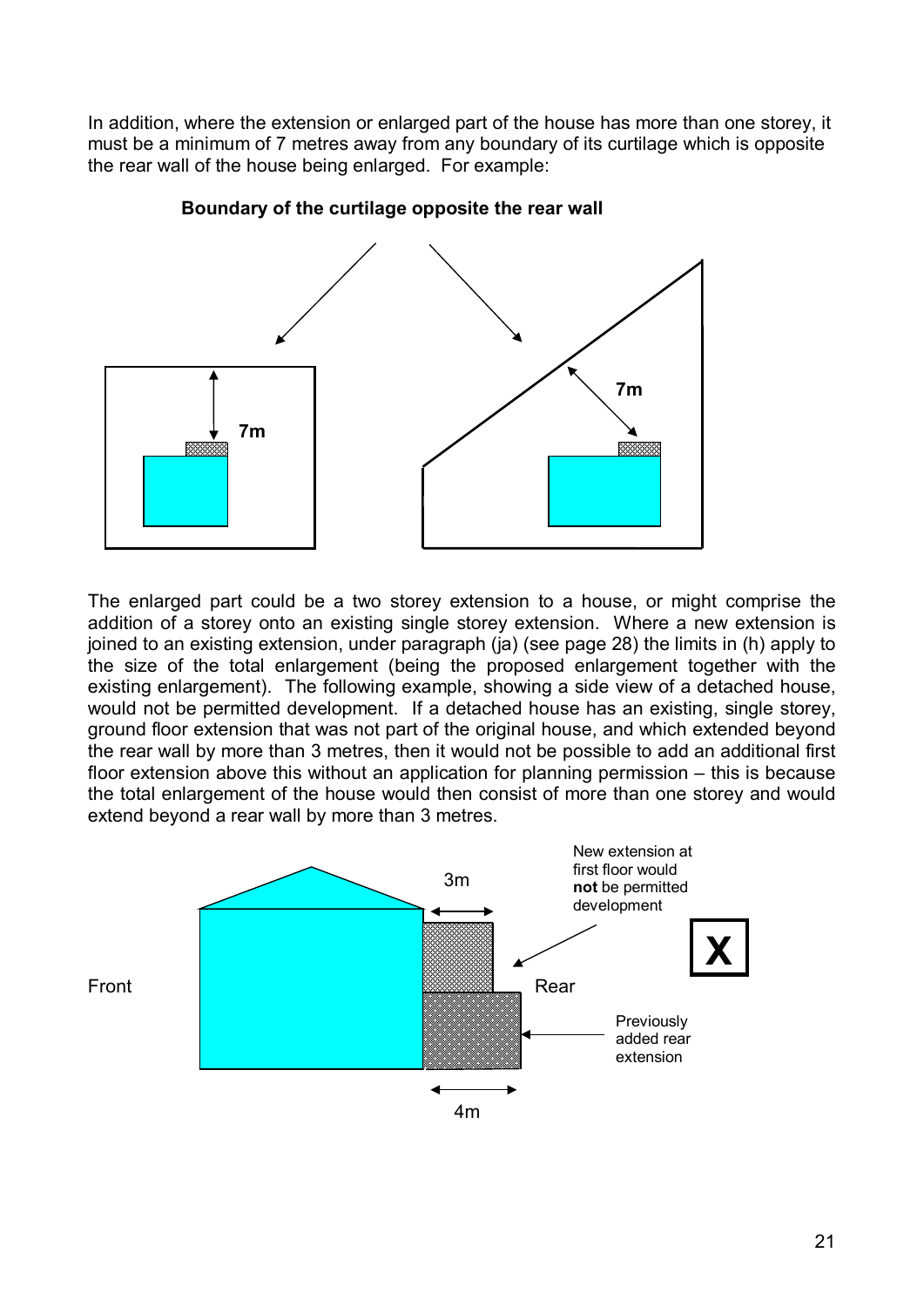In addition, where the extension or enlarged part of the house has more than one storey, it must be a minimum of 7 metres away from any boundary of its curtilage which is opposite the rear wall of the house being enlarged. For example:

**Boundary of the curtilage opposite the rear wall**

7m

7m

The enlarged part could be a two storey extension to a house, or might comprise the addition of a storey onto an existing single storey extension. Where a new extension is joined to an existing extension, under paragraph (ja) (see page 28) the limits in (h) apply to the size of the total enlargement (being the proposed enlargement together with the existing enlargement). The following example, showing a side view of a detached house, would not be permitted development. If a detached house has an existing, single storey, ground floor extension that was not part of the original house, and which extended beyond the rear wall by more than 3 metres, then it would not be possible to add an additional first floor extension above this without an application for planning permission – this is because the total enlargement of the house would then consist of more than one storey and would extend beyond a rear wall by more than 3 metres.

Front

Rear

3m

4m

New extension at first floor would **not** be permitted development

Previously added rear extension

**X**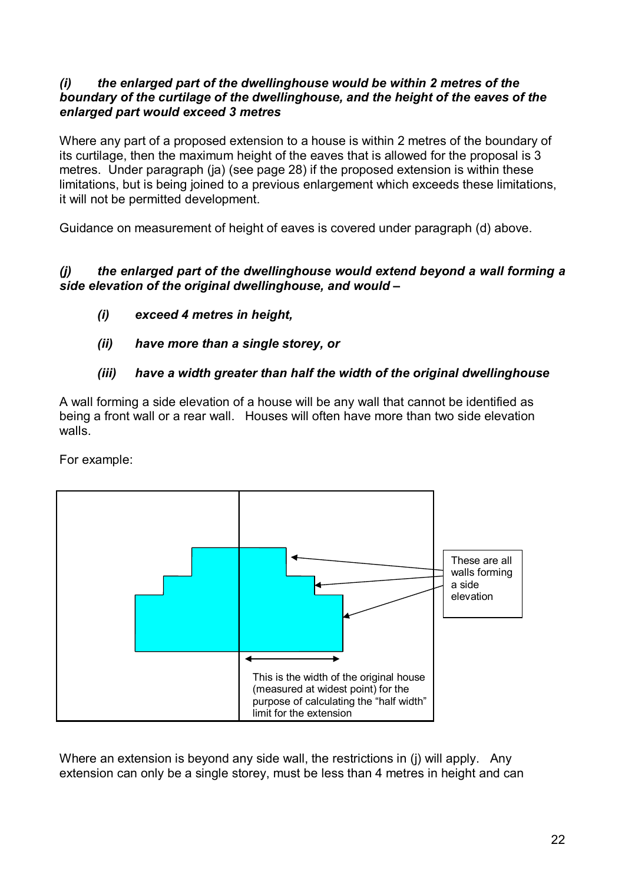***(i) the enlarged part of the dwellinghouse would be within 2 metres of the boundary of the curtilage of the dwellinghouse, and the height of the eaves of the enlarged part would exceed 3 metres***

Where any part of a proposed extension to a house is within 2 metres of the boundary of its curtilage, then the maximum height of the eaves that is allowed for the proposal is 3 metres. Under paragraph (ja) (see page 28) if the proposed extension is within these limitations, but is being joined to a previous enlargement which exceeds these limitations, it will not be permitted development.

Guidance on measurement of height of eaves is covered under paragraph (d) above.

***(j) the enlarged part of the dwellinghouse would extend beyond a wall forming a side elevation of the original dwellinghouse, and would –***

- ***(i) exceed 4 metres in height,***
- ***(ii) have more than a single storey, or***
- ***(iii) have a width greater than half the width of the original dwellinghouse***

A wall forming a side elevation of a house will be any wall that cannot be identified as being a front wall or a rear wall. Houses will often have more than two side elevation walls.

For example:

These are all walls forming a side elevation

This is the width of the original house (measured at widest point) for the purpose of calculating the "half width" limit for the extension

Where an extension is beyond any side wall, the restrictions in (j) will apply. Any extension can only be a single storey, must be less than 4 metres in height and can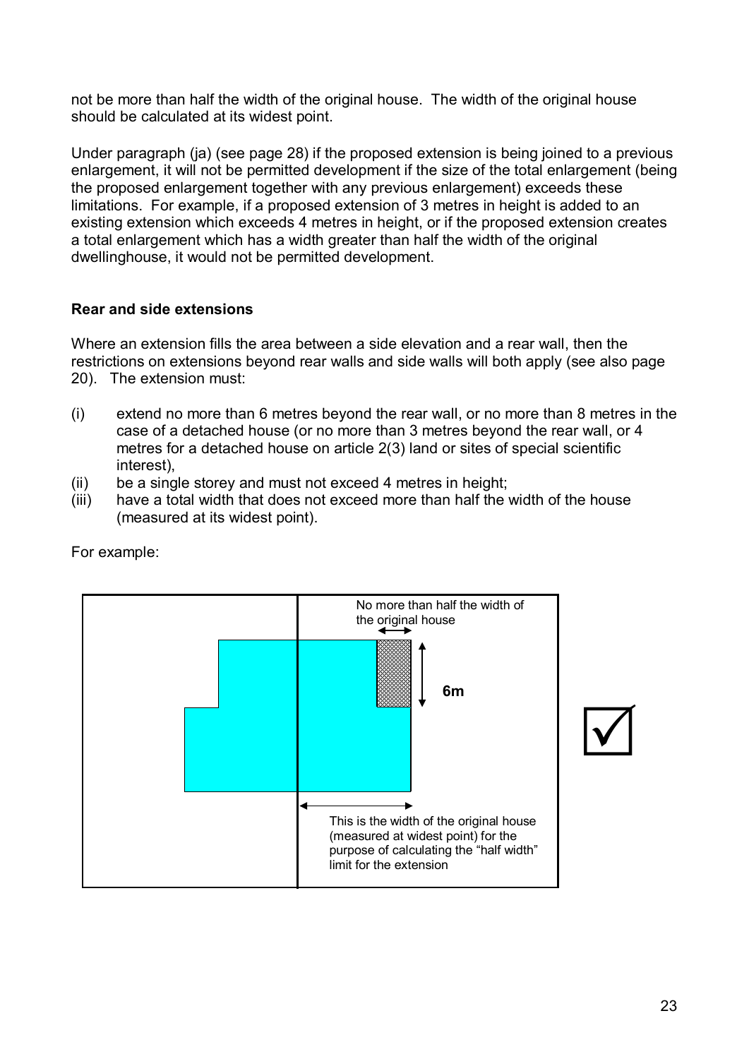not be more than half the width of the original house. The width of the original house should be calculated at its widest point.

Under paragraph (ja) (see page 28) if the proposed extension is being joined to a previous enlargement, it will not be permitted development if the size of the total enlargement (being the proposed enlargement together with any previous enlargement) exceeds these limitations. For example, if a proposed extension of 3 metres in height is added to an existing extension which exceeds 4 metres in height, or if the proposed extension creates a total enlargement which has a width greater than half the width of the original dwellinghouse, it would not be permitted development.

**Rear and side extensions**

Where an extension fills the area between a side elevation and a rear wall, then the restrictions on extensions beyond rear walls and side walls will both apply (see also page 20). The extension must:

(i) extend no more than 6 metres beyond the rear wall, or no more than 8 metres in the case of a detached house (or no more than 3 metres beyond the rear wall, or 4 metres for a detached house on article 2(3) land or sites of special scientific interest),

(ii) be a single storey and must not exceed 4 metres in height;

(iii) have a total width that does not exceed more than half the width of the house (measured at its widest point).

For example:

No more than half the width of the original house

6m

This is the width of the original house (measured at widest point) for the purpose of calculating the "half width" limit for the extension

☑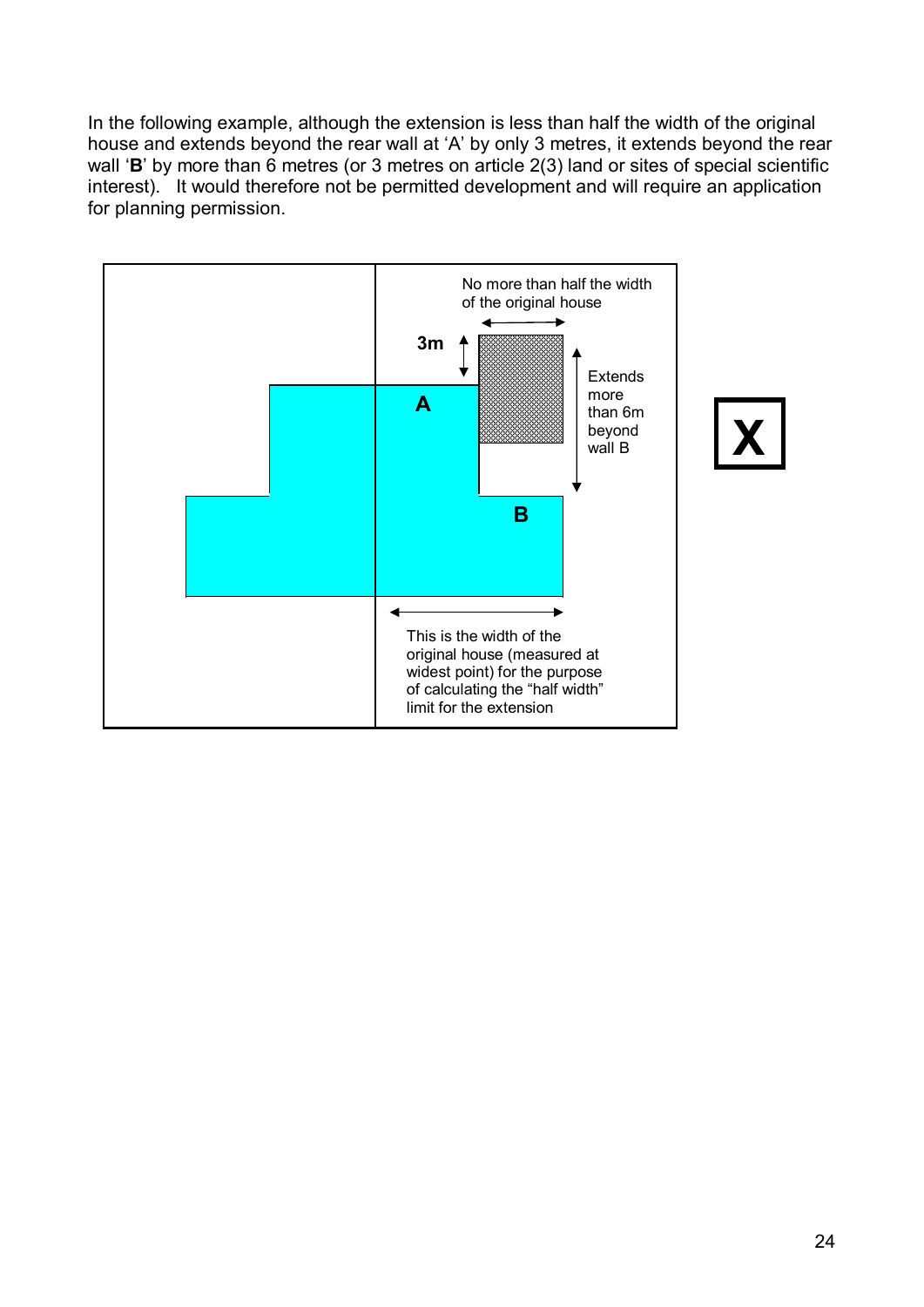In the following example, although the extension is less than half the width of the original house and extends beyond the rear wall at 'A' by only 3 metres, it extends beyond the rear wall '**B**' by more than 6 metres (or 3 metres on article 2(3) land or sites of special scientific interest). It would therefore not be permitted development and will require an application for planning permission.

No more than half the width of the original house

3m

A

Extends more than 6m beyond wall B

B

This is the width of the original house (measured at widest point) for the purpose of calculating the "half width" limit for the extension

**X**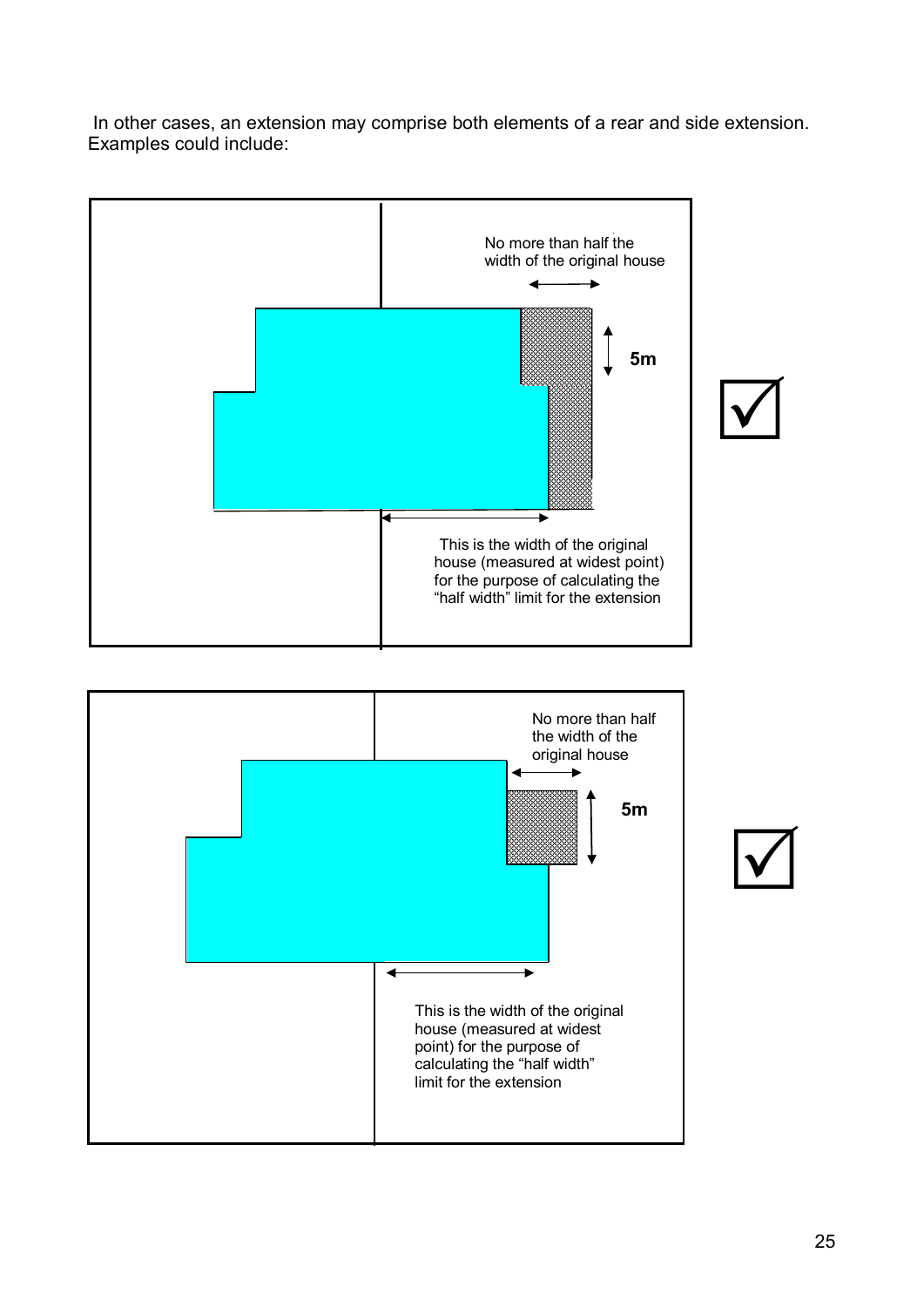In other cases, an extension may comprise both elements of a rear and side extension. Examples could include:

No more than half the width of the original house

5m

This is the width of the original house (measured at widest point) for the purpose of calculating the "half width" limit for the extension

☑

No more than half the width of the original house

5m

This is the width of the original house (measured at widest point) for the purpose of calculating the "half width" limit for the extension

☑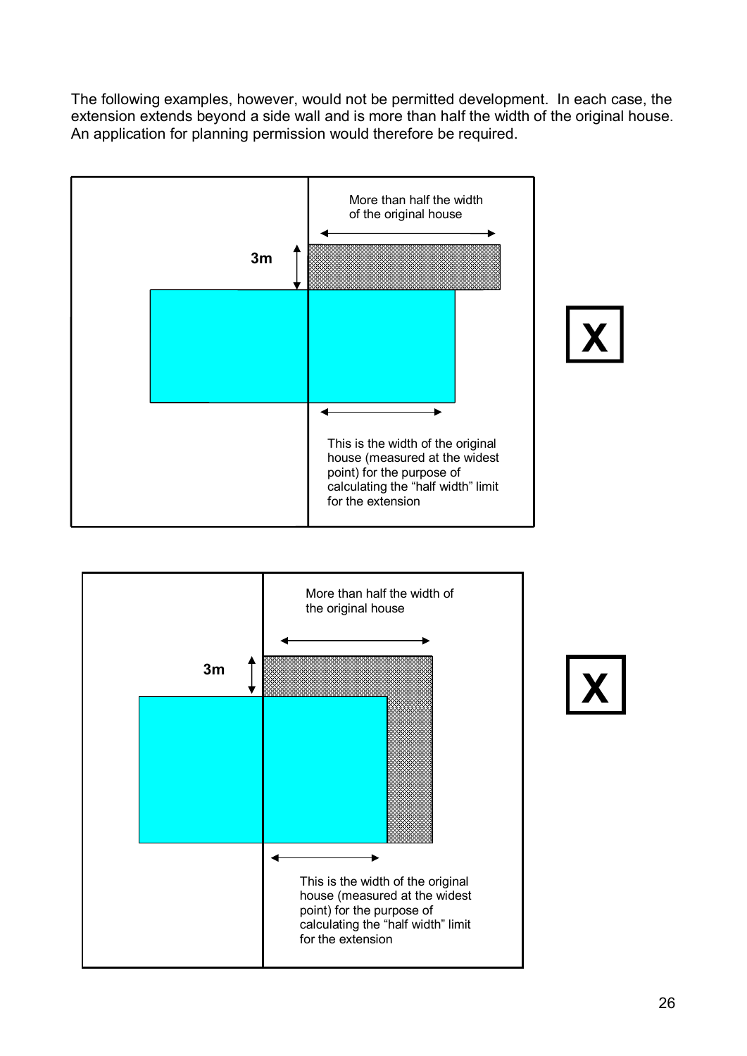The following examples, however, would not be permitted development. In each case, the extension extends beyond a side wall and is more than half the width of the original house. An application for planning permission would therefore be required.

More than half the width of the original house

3m

This is the width of the original house (measured at the widest point) for the purpose of calculating the "half width" limit for the extension

X

More than half the width of the original house

3m

This is the width of the original house (measured at the widest point) for the purpose of calculating the "half width" limit for the extension

X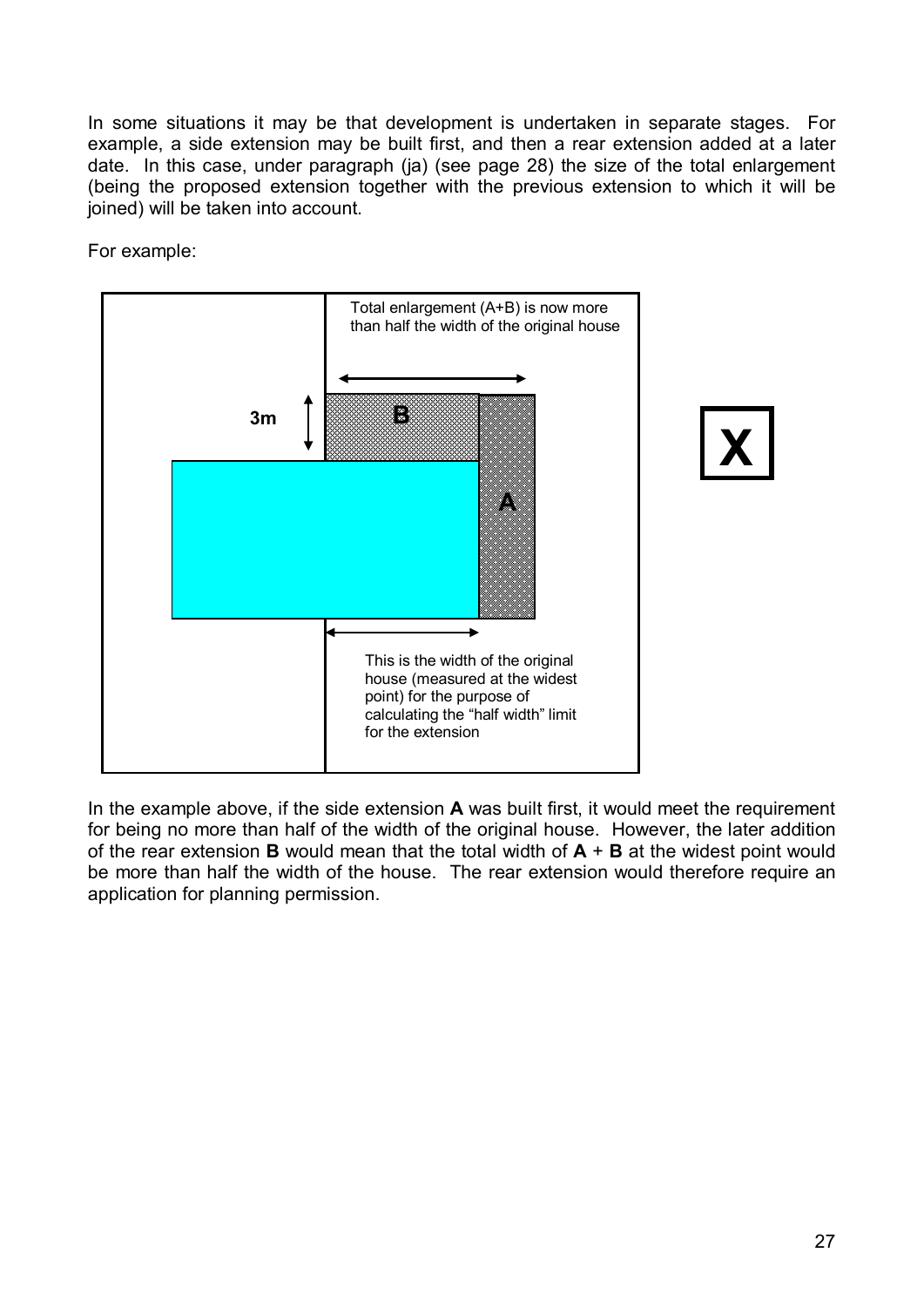In some situations it may be that development is undertaken in separate stages. For example, a side extension may be built first, and then a rear extension added at a later date. In this case, under paragraph (ja) (see page 28) the size of the total enlargement (being the proposed extension together with the previous extension to which it will be joined) will be taken into account.

For example:

Total enlargement (A+B) is now more than half the width of the original house

3m

B

A

This is the width of the original house (measured at the widest point) for the purpose of calculating the "half width" limit for the extension

**X**

In the example above, if the side extension **A** was built first, it would meet the requirement for being no more than half of the width of the original house. However, the later addition of the rear extension **B** would mean that the total width of **A** + **B** at the widest point would be more than half the width of the house. The rear extension would therefore require an application for planning permission.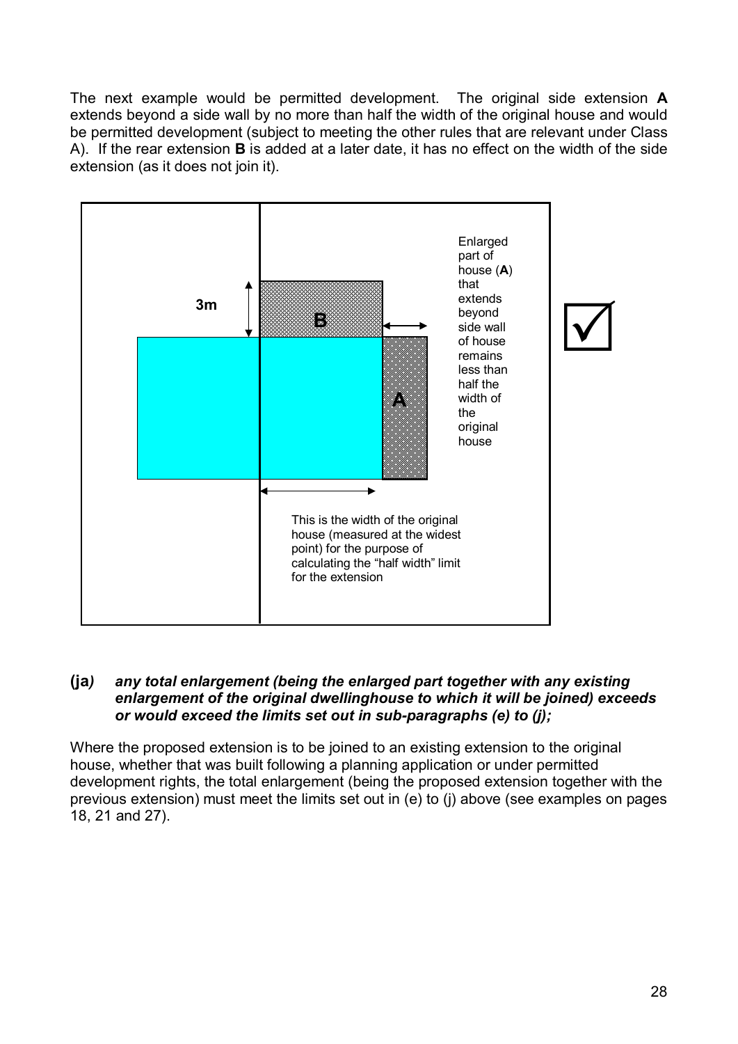The next example would be permitted development. The original side extension **A** extends beyond a side wall by no more than half the width of the original house and would be permitted development (subject to meeting the other rules that are relevant under Class A). If the rear extension **B** is added at a later date, it has no effect on the width of the side extension (as it does not join it).

3m

**B**

**A**

Enlarged part of house (**A**) that extends beyond side wall of house remains less than half the width of the original house

This is the width of the original house (measured at the widest point) for the purpose of calculating the "half width" limit for the extension

**(ja*)*** ***any total enlargement (being the enlarged part together with any existing enlargement of the original dwellinghouse to which it will be joined) exceeds or would exceed the limits set out in sub-paragraphs (e) to (j);***

Where the proposed extension is to be joined to an existing extension to the original house, whether that was built following a planning application or under permitted development rights, the total enlargement (being the proposed extension together with the previous extension) must meet the limits set out in (e) to (j) above (see examples on pages 18, 21 and 27).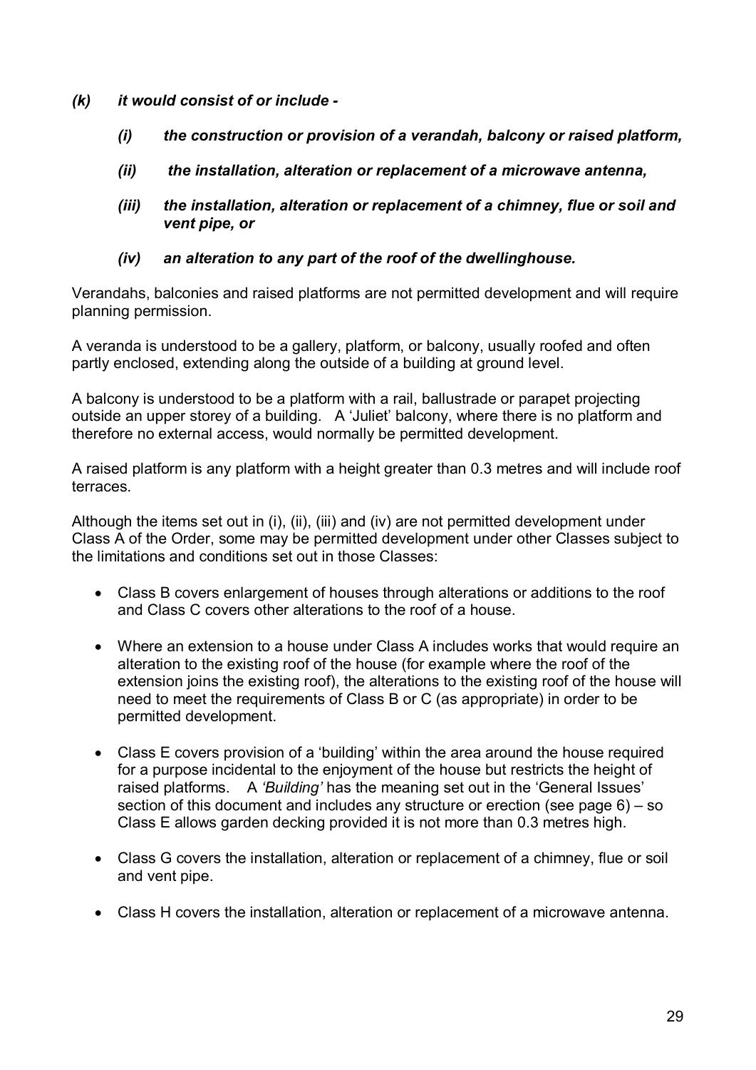***(k) it would consist of or include -***

- ***(i) the construction or provision of a verandah, balcony or raised platform,***
- ***(ii) the installation, alteration or replacement of a microwave antenna,***
- ***(iii) the installation, alteration or replacement of a chimney, flue or soil and vent pipe, or***
- ***(iv) an alteration to any part of the roof of the dwellinghouse.***

Verandahs, balconies and raised platforms are not permitted development and will require planning permission.

A veranda is understood to be a gallery, platform, or balcony, usually roofed and often partly enclosed, extending along the outside of a building at ground level.

A balcony is understood to be a platform with a rail, ballustrade or parapet projecting outside an upper storey of a building. A 'Juliet' balcony, where there is no platform and therefore no external access, would normally be permitted development.

A raised platform is any platform with a height greater than 0.3 metres and will include roof terraces.

Although the items set out in (i), (ii), (iii) and (iv) are not permitted development under Class A of the Order, some may be permitted development under other Classes subject to the limitations and conditions set out in those Classes:

- Class B covers enlargement of houses through alterations or additions to the roof and Class C covers other alterations to the roof of a house.
- Where an extension to a house under Class A includes works that would require an alteration to the existing roof of the house (for example where the roof of the extension joins the existing roof), the alterations to the existing roof of the house will need to meet the requirements of Class B or C (as appropriate) in order to be permitted development.
- Class E covers provision of a 'building' within the area around the house required for a purpose incidental to the enjoyment of the house but restricts the height of raised platforms. A *'Building'* has the meaning set out in the 'General Issues' section of this document and includes any structure or erection (see page 6) – so Class E allows garden decking provided it is not more than 0.3 metres high.
- Class G covers the installation, alteration or replacement of a chimney, flue or soil and vent pipe.
- Class H covers the installation, alteration or replacement of a microwave antenna.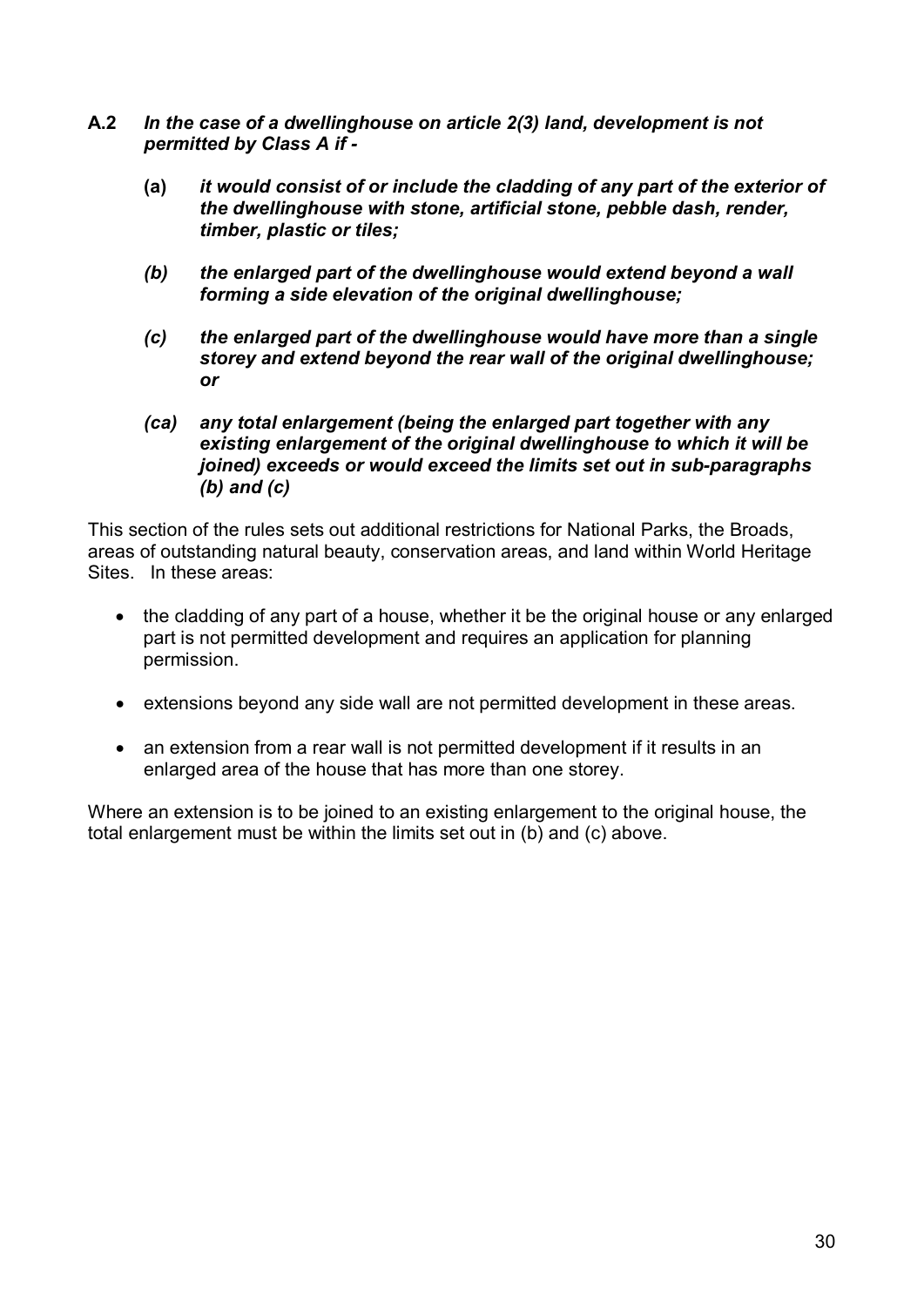**A.2** ***In the case of a dwellinghouse on article 2(3) land, development is not permitted by Class A if -***

> **(a)** ***it would consist of or include the cladding of any part of the exterior of the dwellinghouse with stone, artificial stone, pebble dash, render, timber, plastic or tiles;***
>
> ***(b)*** ***the enlarged part of the dwellinghouse would extend beyond a wall forming a side elevation of the original dwellinghouse;***
>
> ***(c)*** ***the enlarged part of the dwellinghouse would have more than a single storey and extend beyond the rear wall of the original dwellinghouse; or***
>
> ***(ca)*** ***any total enlargement (being the enlarged part together with any existing enlargement of the original dwellinghouse to which it will be joined) exceeds or would exceed the limits set out in sub-paragraphs (b) and (c)***

This section of the rules sets out additional restrictions for National Parks, the Broads, areas of outstanding natural beauty, conservation areas, and land within World Heritage Sites. In these areas:

- the cladding of any part of a house, whether it be the original house or any enlarged part is not permitted development and requires an application for planning permission.
- extensions beyond any side wall are not permitted development in these areas.
- an extension from a rear wall is not permitted development if it results in an enlarged area of the house that has more than one storey.

Where an extension is to be joined to an existing enlargement to the original house, the total enlargement must be within the limits set out in (b) and (c) above.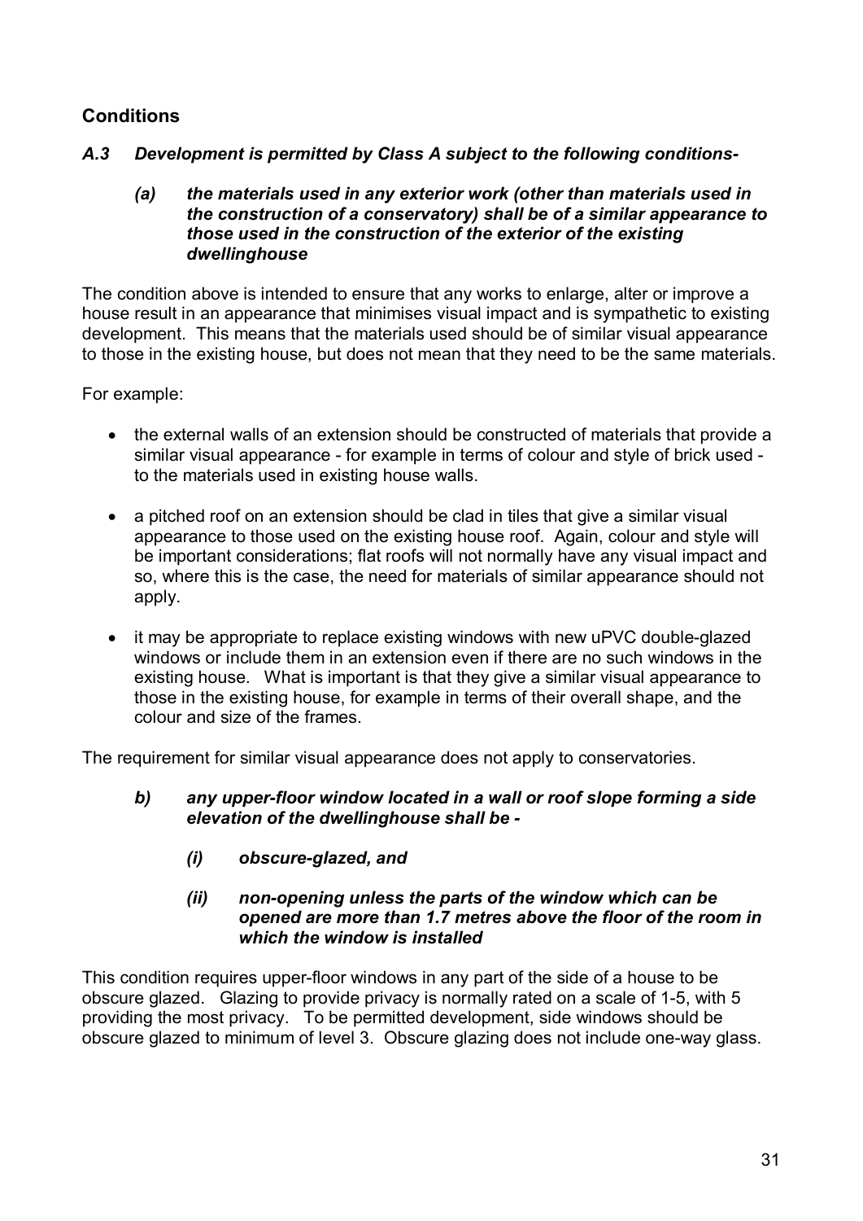## Conditions

***A.3 Development is permitted by Class A subject to the following conditions-***

> ***(a) the materials used in any exterior work (other than materials used in the construction of a conservatory) shall be of a similar appearance to those used in the construction of the exterior of the existing dwellinghouse***

The condition above is intended to ensure that any works to enlarge, alter or improve a house result in an appearance that minimises visual impact and is sympathetic to existing development. This means that the materials used should be of similar visual appearance to those in the existing house, but does not mean that they need to be the same materials.

For example:

- the external walls of an extension should be constructed of materials that provide a similar visual appearance - for example in terms of colour and style of brick used - to the materials used in existing house walls.
- a pitched roof on an extension should be clad in tiles that give a similar visual appearance to those used on the existing house roof. Again, colour and style will be important considerations; flat roofs will not normally have any visual impact and so, where this is the case, the need for materials of similar appearance should not apply.
- it may be appropriate to replace existing windows with new uPVC double-glazed windows or include them in an extension even if there are no such windows in the existing house. What is important is that they give a similar visual appearance to those in the existing house, for example in terms of their overall shape, and the colour and size of the frames.

The requirement for similar visual appearance does not apply to conservatories.

> ***b) any upper-floor window located in a wall or roof slope forming a side elevation of the dwellinghouse shall be -***
>
> > ***(i) obscure-glazed, and***
> >
> > ***(ii) non-opening unless the parts of the window which can be opened are more than 1.7 metres above the floor of the room in which the window is installed***

This condition requires upper-floor windows in any part of the side of a house to be obscure glazed. Glazing to provide privacy is normally rated on a scale of 1-5, with 5 providing the most privacy. To be permitted development, side windows should be obscure glazed to minimum of level 3. Obscure glazing does not include one-way glass.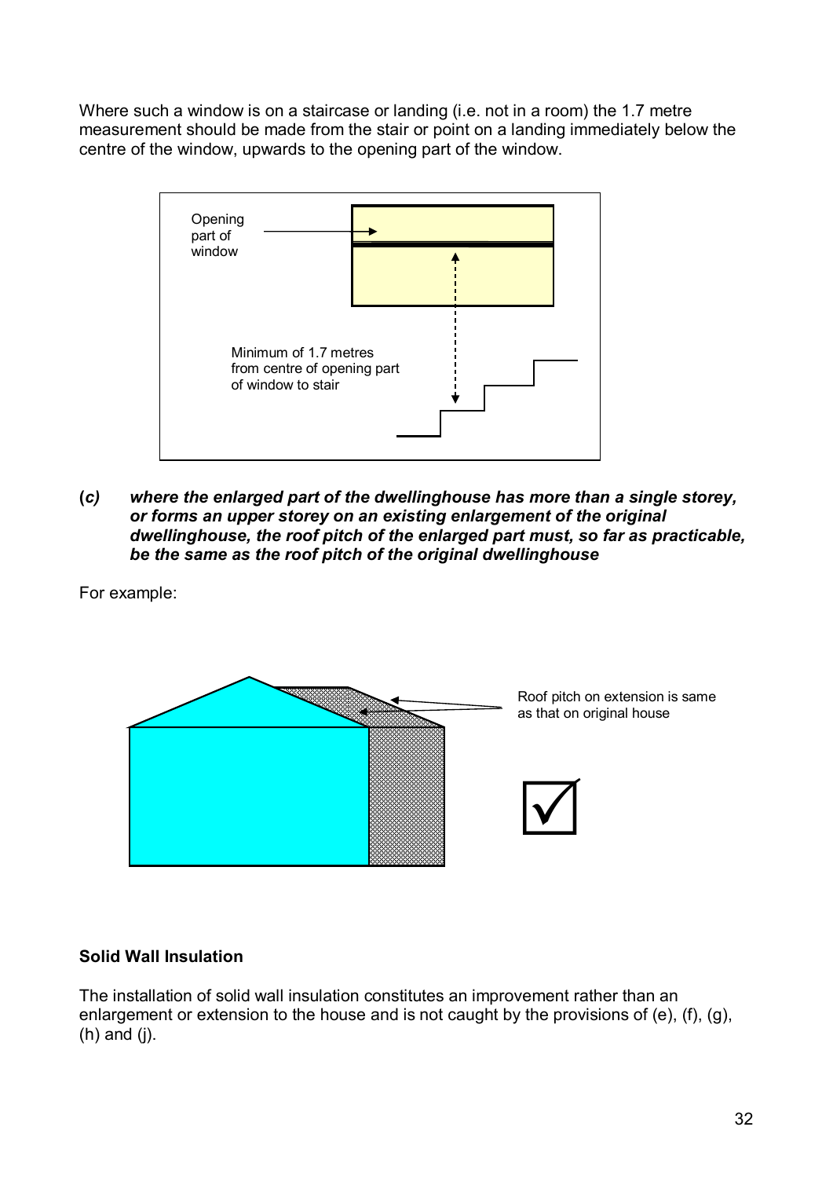Where such a window is on a staircase or landing (i.e. not in a room) the 1.7 metre measurement should be made from the stair or point on a landing immediately below the centre of the window, upwards to the opening part of the window.

Opening part of window

Minimum of 1.7 metres from centre of opening part of window to stair

**(*c*)** ***where the enlarged part of the dwellinghouse has more than a single storey, or forms an upper storey on an existing enlargement of the original dwellinghouse, the roof pitch of the enlarged part must, so far as practicable, be the same as the roof pitch of the original dwellinghouse***

For example:

Roof pitch on extension is same as that on original house

☑

**Solid Wall Insulation**

The installation of solid wall insulation constitutes an improvement rather than an enlargement or extension to the house and is not caught by the provisions of (e), (f), (g), (h) and (j).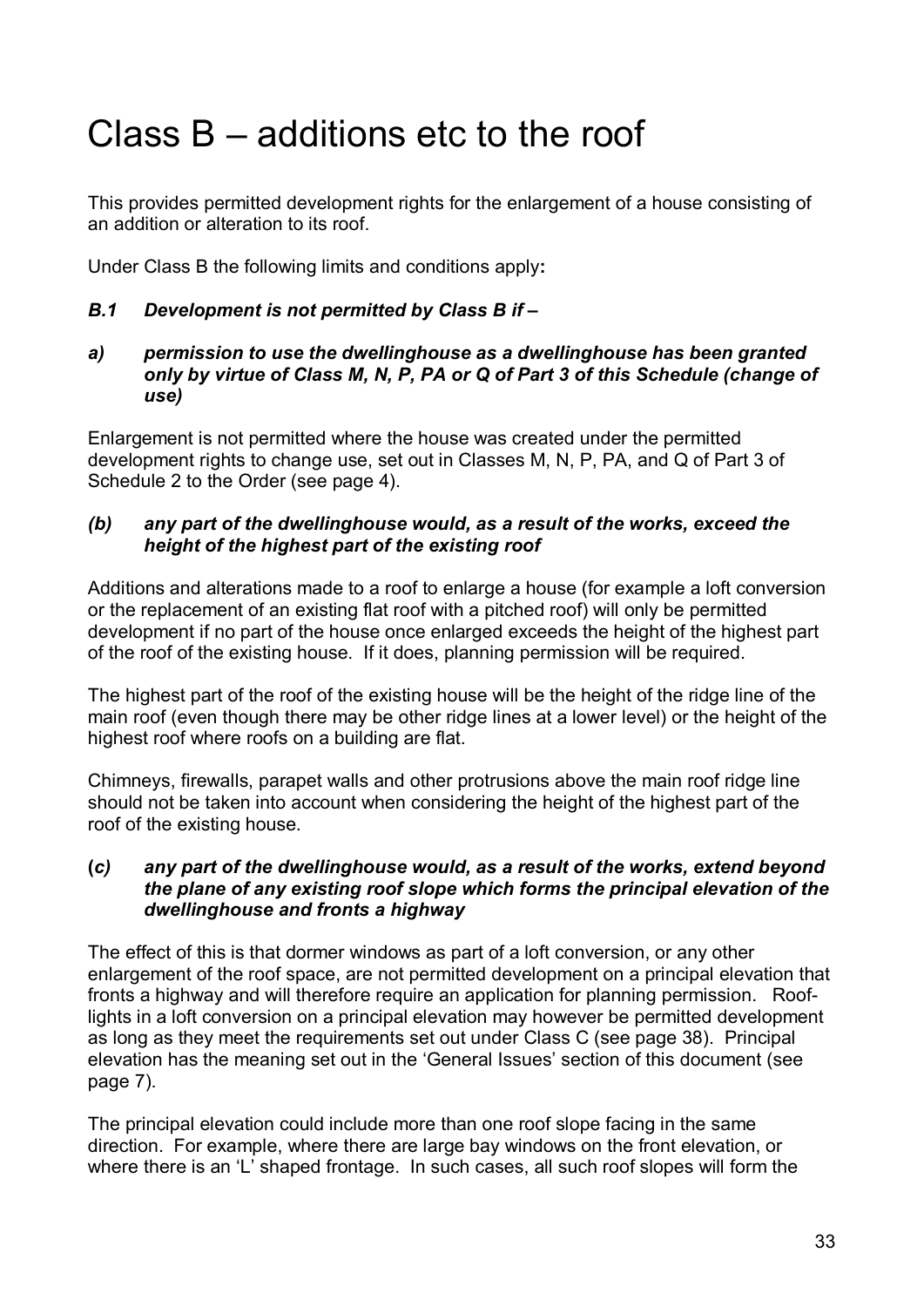# Class B – additions etc to the roof

This provides permitted development rights for the enlargement of a house consisting of an addition or alteration to its roof.

Under Class B the following limits and conditions apply**:**

***B.1 Development is not permitted by Class B if –***

***a) permission to use the dwellinghouse as a dwellinghouse has been granted only by virtue of Class M, N, P, PA or Q of Part 3 of this Schedule (change of use)***

Enlargement is not permitted where the house was created under the permitted development rights to change use, set out in Classes M, N, P, PA, and Q of Part 3 of Schedule 2 to the Order (see page 4).

***(b) any part of the dwellinghouse would, as a result of the works, exceed the height of the highest part of the existing roof***

Additions and alterations made to a roof to enlarge a house (for example a loft conversion or the replacement of an existing flat roof with a pitched roof) will only be permitted development if no part of the house once enlarged exceeds the height of the highest part of the roof of the existing house. If it does, planning permission will be required.

The highest part of the roof of the existing house will be the height of the ridge line of the main roof (even though there may be other ridge lines at a lower level) or the height of the highest roof where roofs on a building are flat.

Chimneys, firewalls, parapet walls and other protrusions above the main roof ridge line should not be taken into account when considering the height of the highest part of the roof of the existing house.

**(*c) any part of the dwellinghouse would, as a result of the works, extend beyond the plane of any existing roof slope which forms the principal elevation of the dwellinghouse and fronts a highway***

The effect of this is that dormer windows as part of a loft conversion, or any other enlargement of the roof space, are not permitted development on a principal elevation that fronts a highway and will therefore require an application for planning permission. Roof-lights in a loft conversion on a principal elevation may however be permitted development as long as they meet the requirements set out under Class C (see page 38). Principal elevation has the meaning set out in the 'General Issues' section of this document (see page 7).

The principal elevation could include more than one roof slope facing in the same direction. For example, where there are large bay windows on the front elevation, or where there is an 'L' shaped frontage. In such cases, all such roof slopes will form the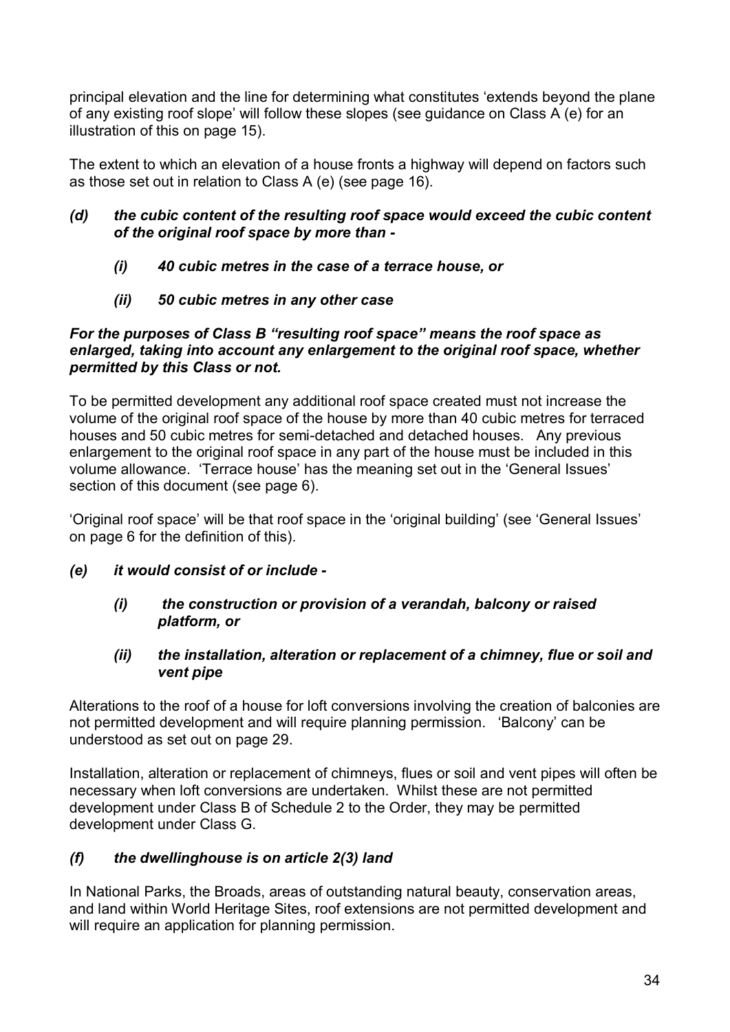principal elevation and the line for determining what constitutes 'extends beyond the plane of any existing roof slope' will follow these slopes (see guidance on Class A (e) for an illustration of this on page 15).

The extent to which an elevation of a house fronts a highway will depend on factors such as those set out in relation to Class A (e) (see page 16).

***(d) the cubic content of the resulting roof space would exceed the cubic content of the original roof space by more than -***

- ***(i) 40 cubic metres in the case of a terrace house, or***
- ***(ii) 50 cubic metres in any other case***

***For the purposes of Class B "resulting roof space" means the roof space as enlarged, taking into account any enlargement to the original roof space, whether permitted by this Class or not.***

To be permitted development any additional roof space created must not increase the volume of the original roof space of the house by more than 40 cubic metres for terraced houses and 50 cubic metres for semi-detached and detached houses. Any previous enlargement to the original roof space in any part of the house must be included in this volume allowance. 'Terrace house' has the meaning set out in the 'General Issues' section of this document (see page 6).

'Original roof space' will be that roof space in the 'original building' (see 'General Issues' on page 6 for the definition of this).

***(e) it would consist of or include -***

- ***(i) the construction or provision of a verandah, balcony or raised platform, or***
- ***(ii) the installation, alteration or replacement of a chimney, flue or soil and vent pipe***

Alterations to the roof of a house for loft conversions involving the creation of balconies are not permitted development and will require planning permission. 'Balcony' can be understood as set out on page 29.

Installation, alteration or replacement of chimneys, flues or soil and vent pipes will often be necessary when loft conversions are undertaken. Whilst these are not permitted development under Class B of Schedule 2 to the Order, they may be permitted development under Class G.

***(f) the dwellinghouse is on article 2(3) land***

In National Parks, the Broads, areas of outstanding natural beauty, conservation areas, and land within World Heritage Sites, roof extensions are not permitted development and will require an application for planning permission.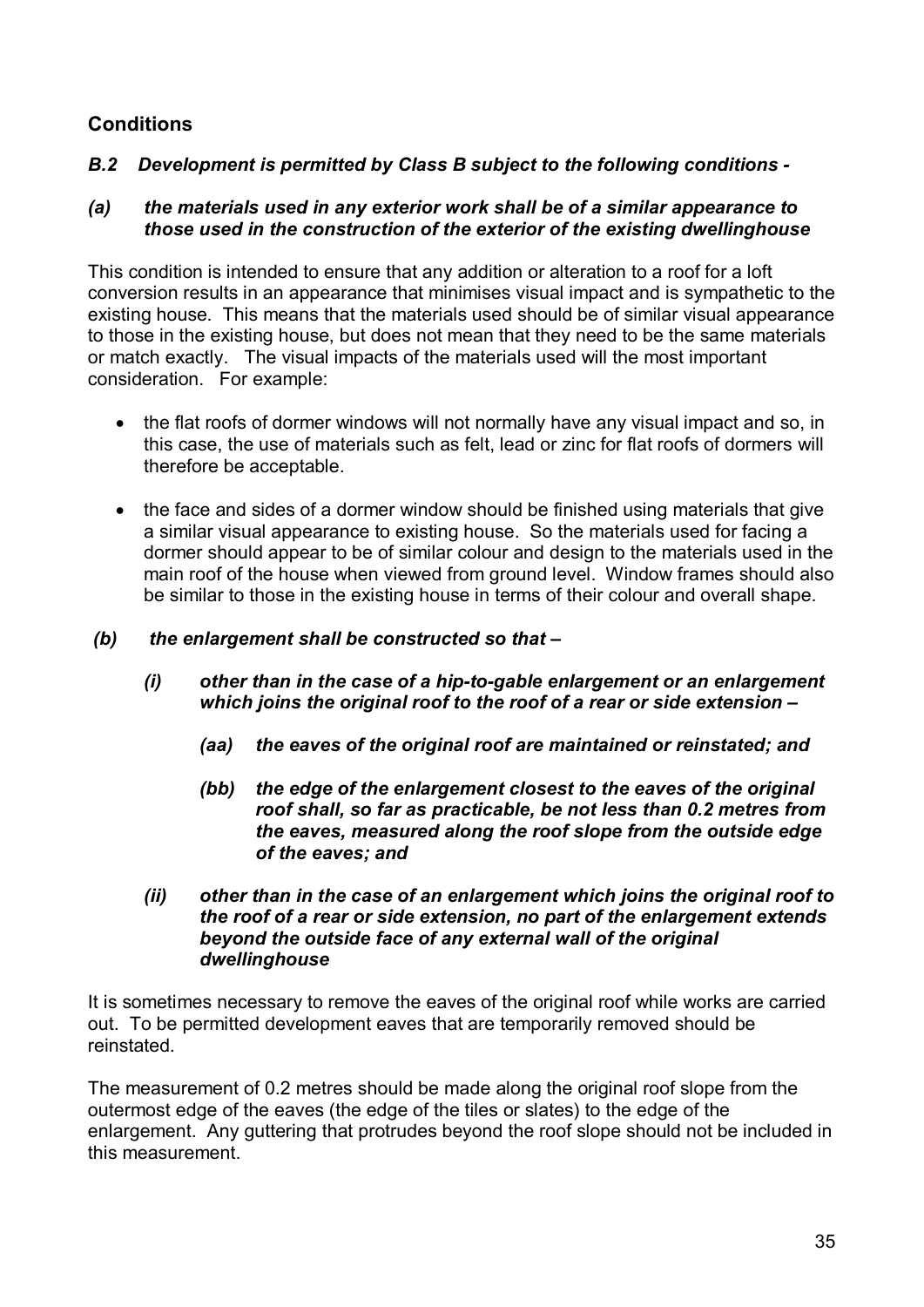## Conditions

***B.2 Development is permitted by Class B subject to the following conditions -***

***(a) the materials used in any exterior work shall be of a similar appearance to those used in the construction of the exterior of the existing dwellinghouse***

This condition is intended to ensure that any addition or alteration to a roof for a loft conversion results in an appearance that minimises visual impact and is sympathetic to the existing house. This means that the materials used should be of similar visual appearance to those in the existing house, but does not mean that they need to be the same materials or match exactly. The visual impacts of the materials used will the most important consideration. For example:

- the flat roofs of dormer windows will not normally have any visual impact and so, in this case, the use of materials such as felt, lead or zinc for flat roofs of dormers will therefore be acceptable.

- the face and sides of a dormer window should be finished using materials that give a similar visual appearance to existing house. So the materials used for facing a dormer should appear to be of similar colour and design to the materials used in the main roof of the house when viewed from ground level. Window frames should also be similar to those in the existing house in terms of their colour and overall shape.

***(b) the enlargement shall be constructed so that –***

***(i) other than in the case of a hip-to-gable enlargement or an enlargement which joins the original roof to the roof of a rear or side extension –***

***(aa) the eaves of the original roof are maintained or reinstated; and***

***(bb) the edge of the enlargement closest to the eaves of the original roof shall, so far as practicable, be not less than 0.2 metres from the eaves, measured along the roof slope from the outside edge of the eaves; and***

***(ii) other than in the case of an enlargement which joins the original roof to the roof of a rear or side extension, no part of the enlargement extends beyond the outside face of any external wall of the original dwellinghouse***

It is sometimes necessary to remove the eaves of the original roof while works are carried out. To be permitted development eaves that are temporarily removed should be reinstated.

The measurement of 0.2 metres should be made along the original roof slope from the outermost edge of the eaves (the edge of the tiles or slates) to the edge of the enlargement. Any guttering that protrudes beyond the roof slope should not be included in this measurement.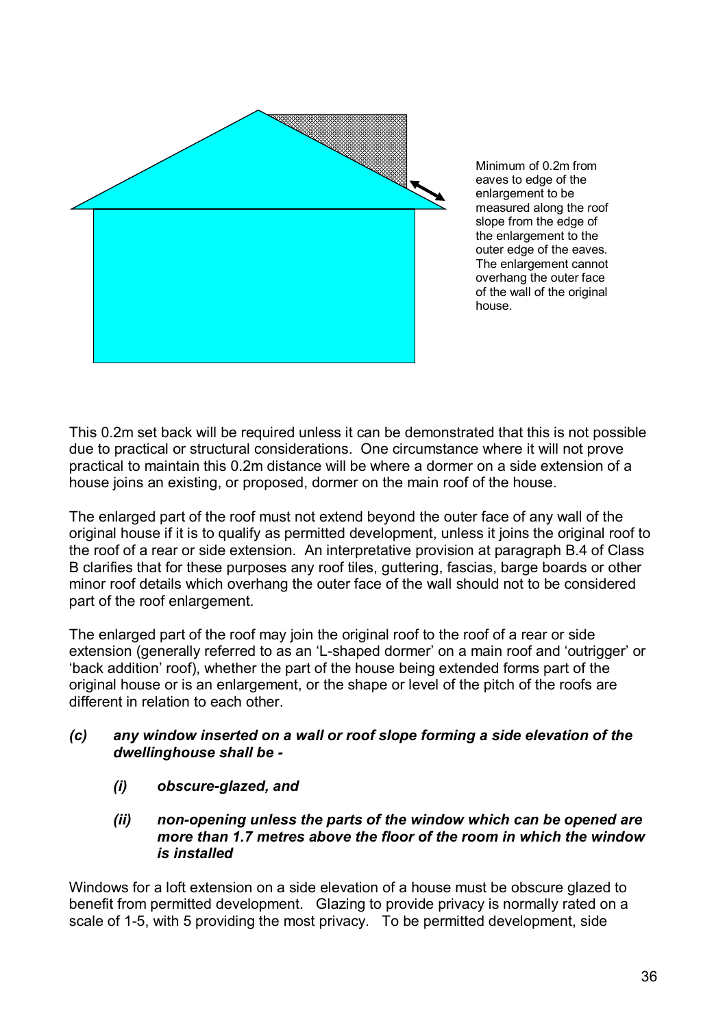Minimum of 0.2m from eaves to edge of the enlargement to be measured along the roof slope from the edge of the enlargement to the outer edge of the eaves. The enlargement cannot overhang the outer face of the wall of the original house.

This 0.2m set back will be required unless it can be demonstrated that this is not possible due to practical or structural considerations. One circumstance where it will not prove practical to maintain this 0.2m distance will be where a dormer on a side extension of a house joins an existing, or proposed, dormer on the main roof of the house.

The enlarged part of the roof must not extend beyond the outer face of any wall of the original house if it is to qualify as permitted development, unless it joins the original roof to the roof of a rear or side extension. An interpretative provision at paragraph B.4 of Class B clarifies that for these purposes any roof tiles, guttering, fascias, barge boards or other minor roof details which overhang the outer face of the wall should not to be considered part of the roof enlargement.

The enlarged part of the roof may join the original roof to the roof of a rear or side extension (generally referred to as an 'L-shaped dormer' on a main roof and 'outrigger' or 'back addition' roof), whether the part of the house being extended forms part of the original house or is an enlargement, or the shape or level of the pitch of the roofs are different in relation to each other.

***(c) any window inserted on a wall or roof slope forming a side elevation of the dwellinghouse shall be -***

***(i) obscure-glazed, and***

***(ii) non-opening unless the parts of the window which can be opened are more than 1.7 metres above the floor of the room in which the window is installed***

Windows for a loft extension on a side elevation of a house must be obscure glazed to benefit from permitted development. Glazing to provide privacy is normally rated on a scale of 1-5, with 5 providing the most privacy. To be permitted development, side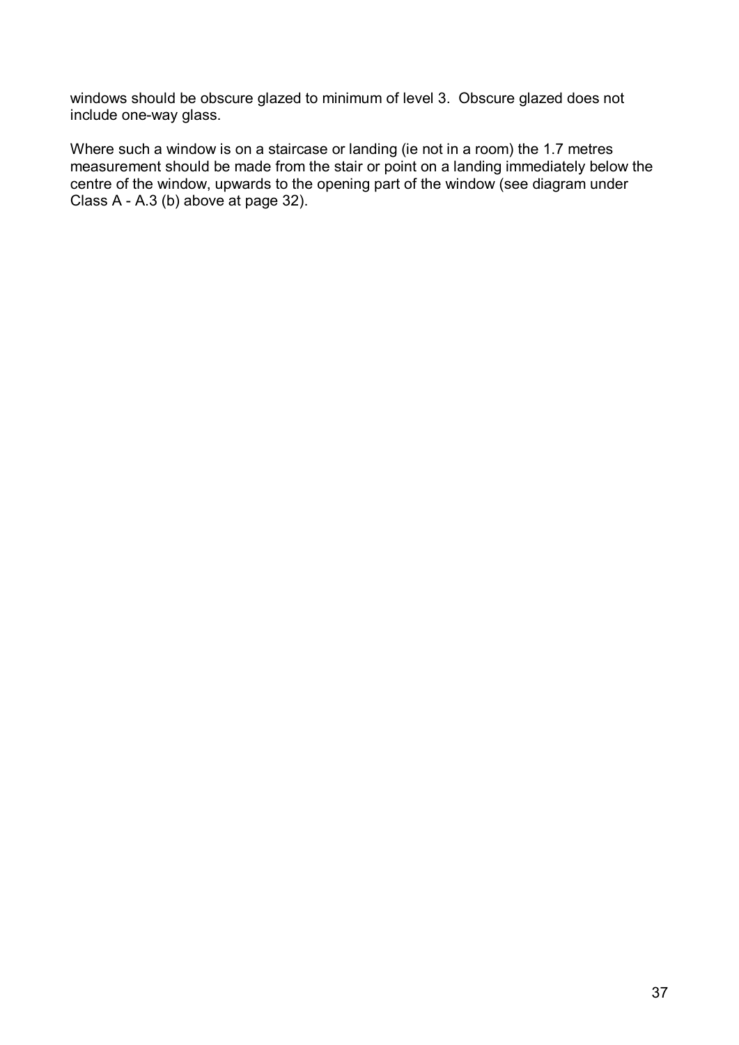windows should be obscure glazed to minimum of level 3. Obscure glazed does not include one-way glass.

Where such a window is on a staircase or landing (ie not in a room) the 1.7 metres measurement should be made from the stair or point on a landing immediately below the centre of the window, upwards to the opening part of the window (see diagram under Class A - A.3 (b) above at page 32).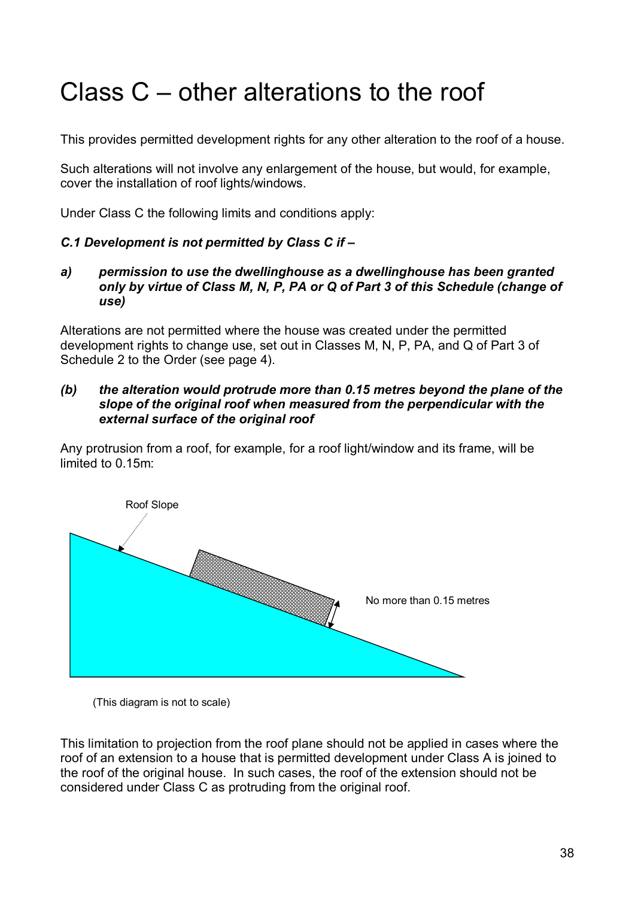# Class C – other alterations to the roof

This provides permitted development rights for any other alteration to the roof of a house.

Such alterations will not involve any enlargement of the house, but would, for example, cover the installation of roof lights/windows.

Under Class C the following limits and conditions apply:

***C.1 Development is not permitted by Class C if –***

***a) permission to use the dwellinghouse as a dwellinghouse has been granted only by virtue of Class M, N, P, PA or Q of Part 3 of this Schedule (change of use)***

Alterations are not permitted where the house was created under the permitted development rights to change use, set out in Classes M, N, P, PA, and Q of Part 3 of Schedule 2 to the Order (see page 4).

***(b) the alteration would protrude more than 0.15 metres beyond the plane of the slope of the original roof when measured from the perpendicular with the external surface of the original roof***

Any protrusion from a roof, for example, for a roof light/window and its frame, will be limited to 0.15m:

Roof Slope

No more than 0.15 metres

(This diagram is not to scale)

This limitation to projection from the roof plane should not be applied in cases where the roof of an extension to a house that is permitted development under Class A is joined to the roof of the original house. In such cases, the roof of the extension should not be considered under Class C as protruding from the original roof.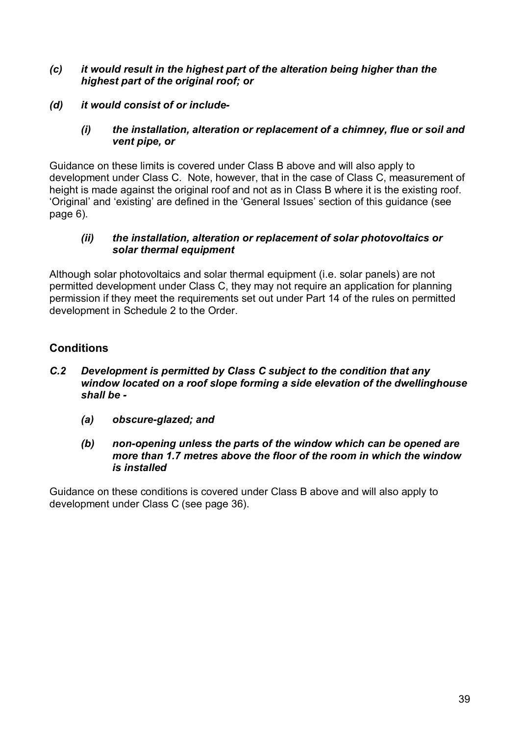***(c) it would result in the highest part of the alteration being higher than the highest part of the original roof; or***

***(d) it would consist of or include-***

***(i) the installation, alteration or replacement of a chimney, flue or soil and vent pipe, or***

Guidance on these limits is covered under Class B above and will also apply to development under Class C. Note, however, that in the case of Class C, measurement of height is made against the original roof and not as in Class B where it is the existing roof. 'Original' and 'existing' are defined in the 'General Issues' section of this guidance (see page 6).

***(ii) the installation, alteration or replacement of solar photovoltaics or solar thermal equipment***

Although solar photovoltaics and solar thermal equipment (i.e. solar panels) are not permitted development under Class C, they may not require an application for planning permission if they meet the requirements set out under Part 14 of the rules on permitted development in Schedule 2 to the Order.

## Conditions

***C.2 Development is permitted by Class C subject to the condition that any window located on a roof slope forming a side elevation of the dwellinghouse shall be -***

***(a) obscure-glazed; and***

***(b) non-opening unless the parts of the window which can be opened are more than 1.7 metres above the floor of the room in which the window is installed***

Guidance on these conditions is covered under Class B above and will also apply to development under Class C (see page 36).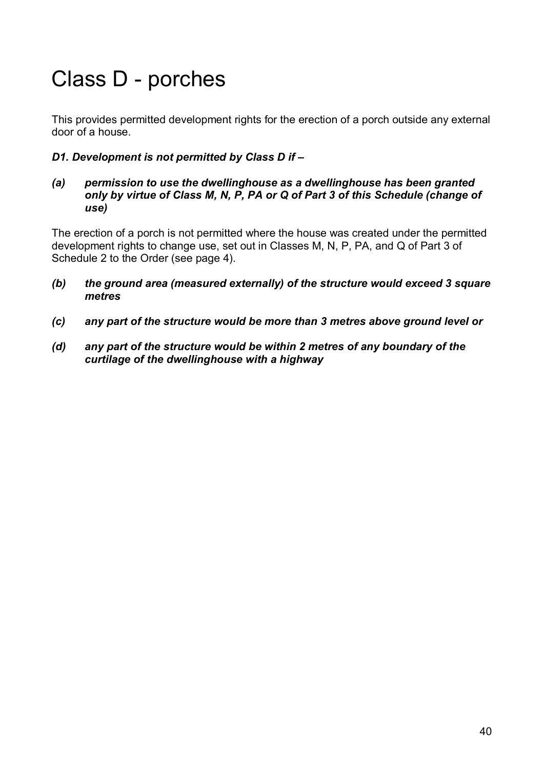# Class D - porches

This provides permitted development rights for the erection of a porch outside any external door of a house.

***D1. Development is not permitted by Class D if –***

***(a) permission to use the dwellinghouse as a dwellinghouse has been granted only by virtue of Class M, N, P, PA or Q of Part 3 of this Schedule (change of use)***

The erection of a porch is not permitted where the house was created under the permitted development rights to change use, set out in Classes M, N, P, PA, and Q of Part 3 of Schedule 2 to the Order (see page 4).

***(b) the ground area (measured externally) of the structure would exceed 3 square metres***

***(c) any part of the structure would be more than 3 metres above ground level or***

***(d) any part of the structure would be within 2 metres of any boundary of the curtilage of the dwellinghouse with a highway***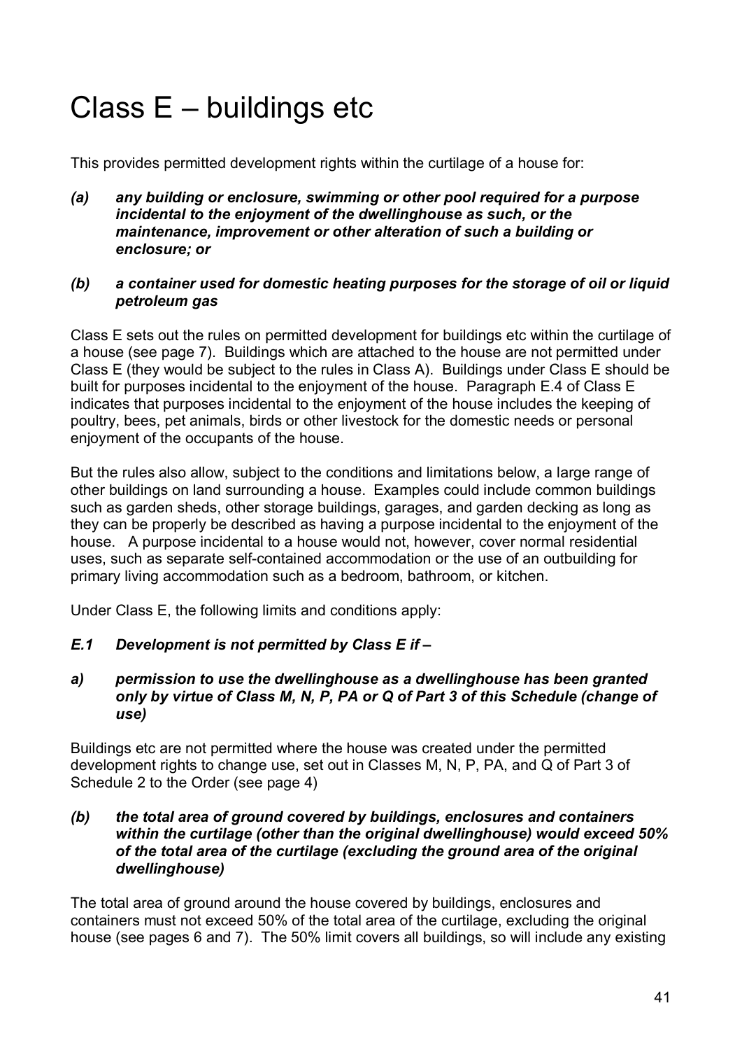# Class E – buildings etc

This provides permitted development rights within the curtilage of a house for:

***(a) any building or enclosure, swimming or other pool required for a purpose incidental to the enjoyment of the dwellinghouse as such, or the maintenance, improvement or other alteration of such a building or enclosure; or***

***(b) a container used for domestic heating purposes for the storage of oil or liquid petroleum gas***

Class E sets out the rules on permitted development for buildings etc within the curtilage of a house (see page 7). Buildings which are attached to the house are not permitted under Class E (they would be subject to the rules in Class A). Buildings under Class E should be built for purposes incidental to the enjoyment of the house. Paragraph E.4 of Class E indicates that purposes incidental to the enjoyment of the house includes the keeping of poultry, bees, pet animals, birds or other livestock for the domestic needs or personal enjoyment of the occupants of the house.

But the rules also allow, subject to the conditions and limitations below, a large range of other buildings on land surrounding a house. Examples could include common buildings such as garden sheds, other storage buildings, garages, and garden decking as long as they can be properly be described as having a purpose incidental to the enjoyment of the house. A purpose incidental to a house would not, however, cover normal residential uses, such as separate self-contained accommodation or the use of an outbuilding for primary living accommodation such as a bedroom, bathroom, or kitchen.

Under Class E, the following limits and conditions apply:

***E.1 Development is not permitted by Class E if –***

***a) permission to use the dwellinghouse as a dwellinghouse has been granted only by virtue of Class M, N, P, PA or Q of Part 3 of this Schedule (change of use)***

Buildings etc are not permitted where the house was created under the permitted development rights to change use, set out in Classes M, N, P, PA, and Q of Part 3 of Schedule 2 to the Order (see page 4)

***(b) the total area of ground covered by buildings, enclosures and containers within the curtilage (other than the original dwellinghouse) would exceed 50% of the total area of the curtilage (excluding the ground area of the original dwellinghouse)***

The total area of ground around the house covered by buildings, enclosures and containers must not exceed 50% of the total area of the curtilage, excluding the original house (see pages 6 and 7). The 50% limit covers all buildings, so will include any existing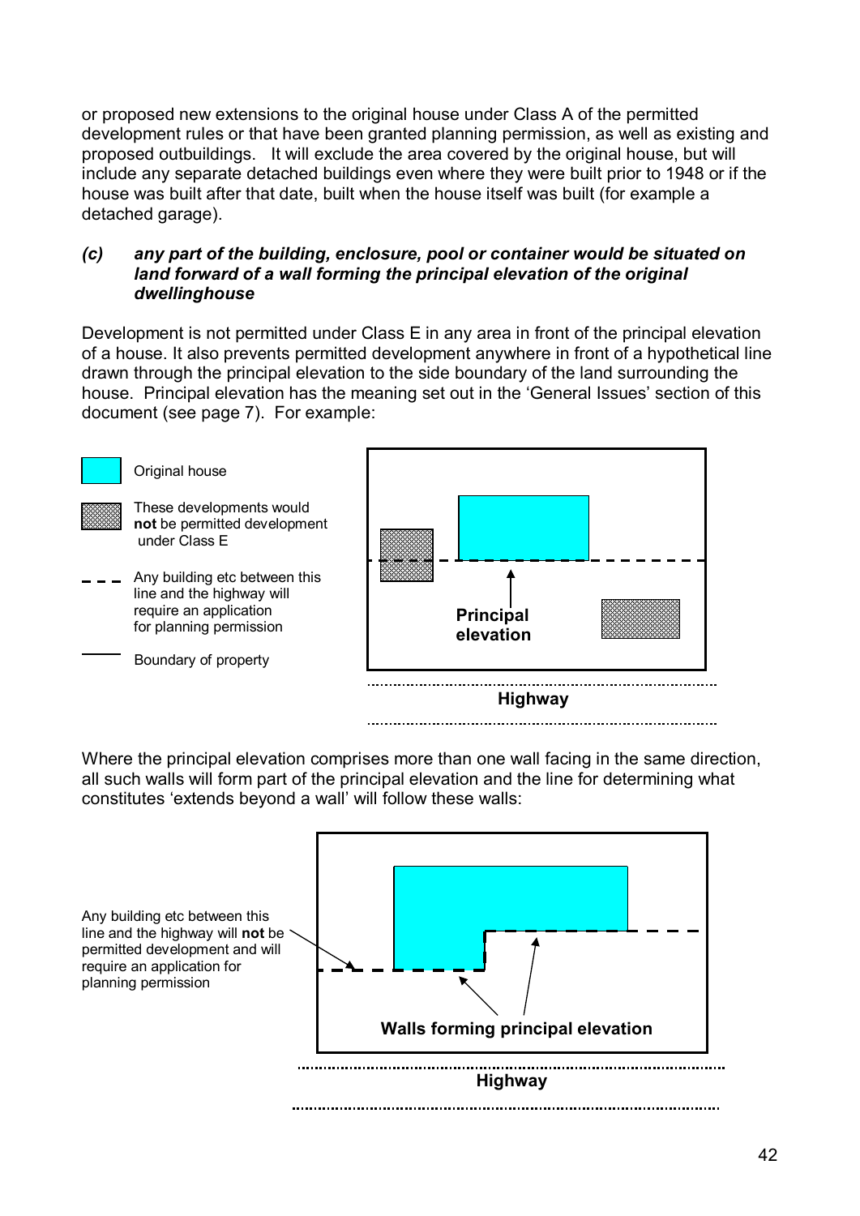or proposed new extensions to the original house under Class A of the permitted development rules or that have been granted planning permission, as well as existing and proposed outbuildings. It will exclude the area covered by the original house, but will include any separate detached buildings even where they were built prior to 1948 or if the house was built after that date, built when the house itself was built (for example a detached garage).

***(c) any part of the building, enclosure, pool or container would be situated on land forward of a wall forming the principal elevation of the original dwellinghouse***

Development is not permitted under Class E in any area in front of the principal elevation of a house. It also prevents permitted development anywhere in front of a hypothetical line drawn through the principal elevation to the side boundary of the land surrounding the house. Principal elevation has the meaning set out in the 'General Issues' section of this document (see page 7). For example:

Original house

These developments would **not** be permitted development under Class E

Any building etc between this line and the highway will require an application for planning permission

Boundary of property

**Principal elevation**

**Highway**

Where the principal elevation comprises more than one wall facing in the same direction, all such walls will form part of the principal elevation and the line for determining what constitutes 'extends beyond a wall' will follow these walls:

Any building etc between this line and the highway will **not** be permitted development and will require an application for planning permission

**Walls forming principal elevation**

**Highway**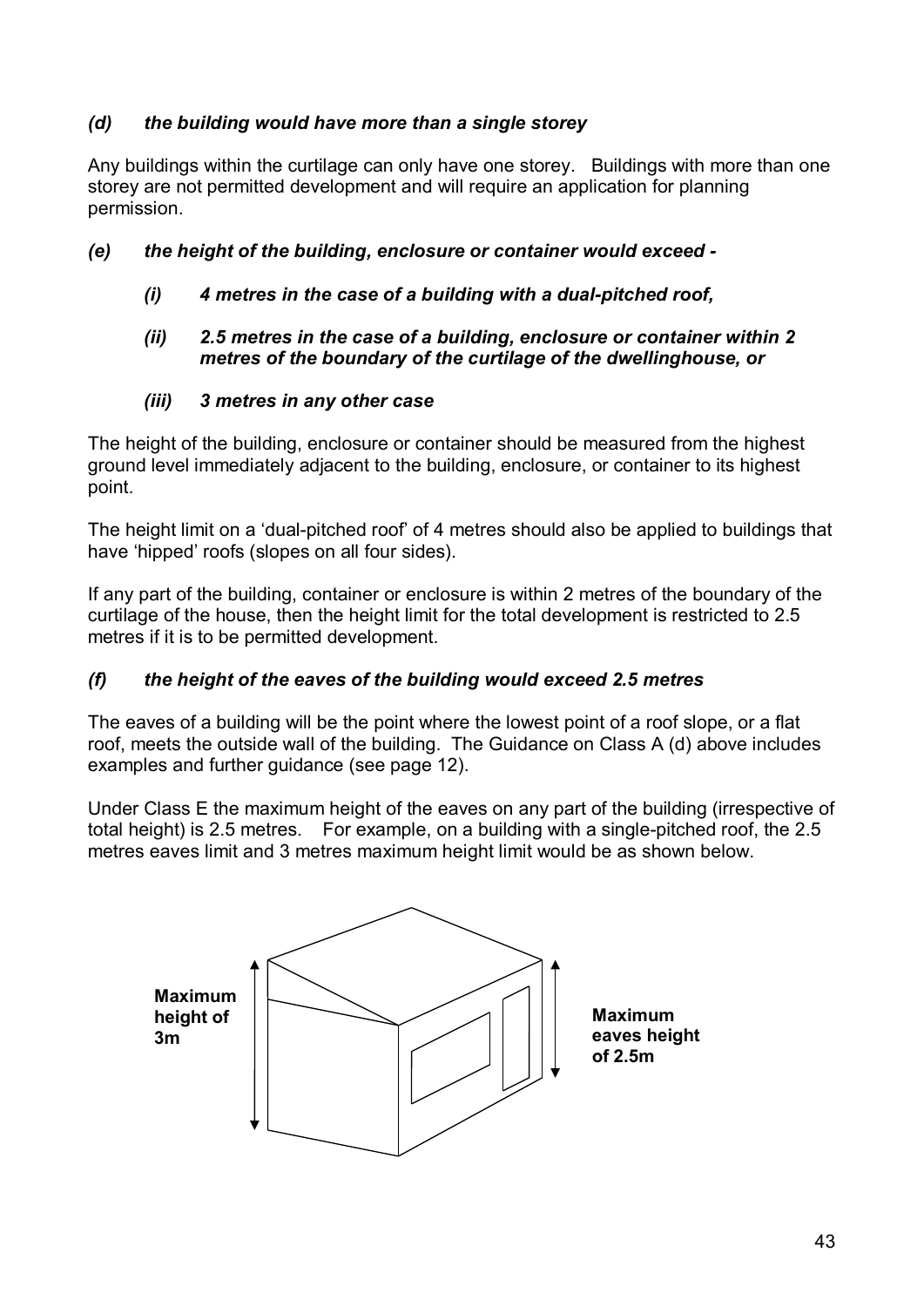***(d) the building would have more than a single storey***

Any buildings within the curtilage can only have one storey. Buildings with more than one storey are not permitted development and will require an application for planning permission.

***(e) the height of the building, enclosure or container would exceed -***

***(i) 4 metres in the case of a building with a dual-pitched roof,***

***(ii) 2.5 metres in the case of a building, enclosure or container within 2 metres of the boundary of the curtilage of the dwellinghouse, or***

***(iii) 3 metres in any other case***

The height of the building, enclosure or container should be measured from the highest ground level immediately adjacent to the building, enclosure, or container to its highest point.

The height limit on a 'dual-pitched roof' of 4 metres should also be applied to buildings that have 'hipped' roofs (slopes on all four sides).

If any part of the building, container or enclosure is within 2 metres of the boundary of the curtilage of the house, then the height limit for the total development is restricted to 2.5 metres if it is to be permitted development.

***(f) the height of the eaves of the building would exceed 2.5 metres***

The eaves of a building will be the point where the lowest point of a roof slope, or a flat roof, meets the outside wall of the building. The Guidance on Class A (d) above includes examples and further guidance (see page 12).

Under Class E the maximum height of the eaves on any part of the building (irrespective of total height) is 2.5 metres. For example, on a building with a single-pitched roof, the 2.5 metres eaves limit and 3 metres maximum height limit would be as shown below.

**Maximum height of 3m**

**Maximum eaves height of 2.5m**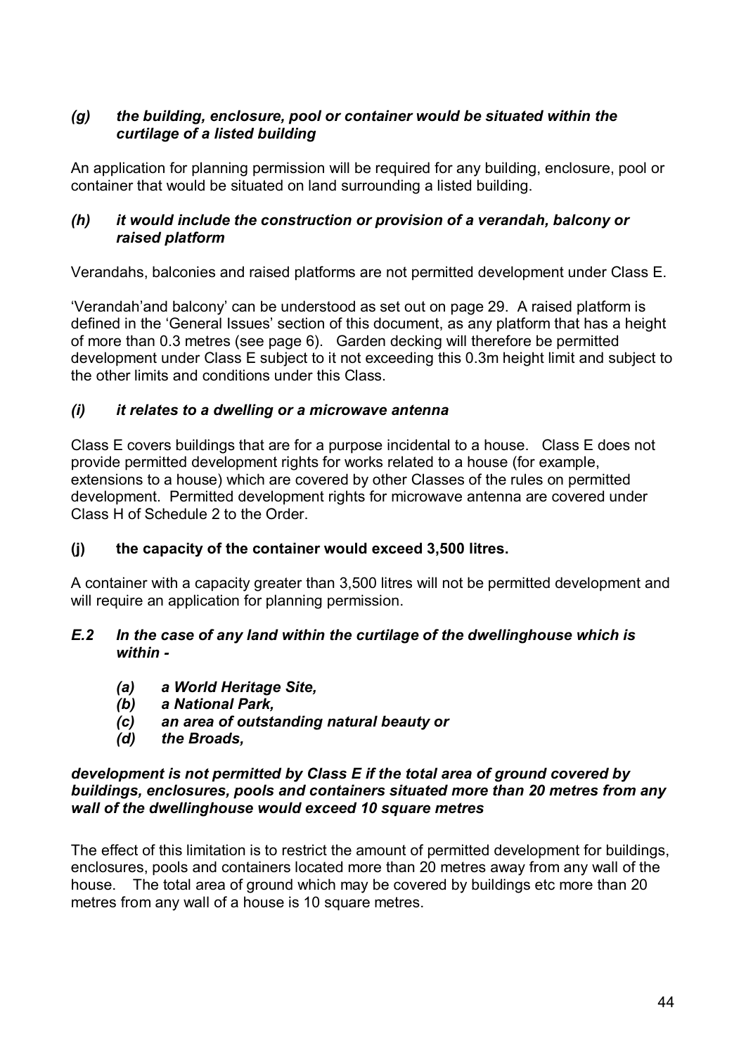***(g) the building, enclosure, pool or container would be situated within the curtilage of a listed building***

An application for planning permission will be required for any building, enclosure, pool or container that would be situated on land surrounding a listed building.

***(h) it would include the construction or provision of a verandah, balcony or raised platform***

Verandahs, balconies and raised platforms are not permitted development under Class E.

'Verandah'and balcony' can be understood as set out on page 29. A raised platform is defined in the 'General Issues' section of this document, as any platform that has a height of more than 0.3 metres (see page 6). Garden decking will therefore be permitted development under Class E subject to it not exceeding this 0.3m height limit and subject to the other limits and conditions under this Class.

***(i) it relates to a dwelling or a microwave antenna***

Class E covers buildings that are for a purpose incidental to a house. Class E does not provide permitted development rights for works related to a house (for example, extensions to a house) which are covered by other Classes of the rules on permitted development. Permitted development rights for microwave antenna are covered under Class H of Schedule 2 to the Order.

**(j) the capacity of the container would exceed 3,500 litres.**

A container with a capacity greater than 3,500 litres will not be permitted development and will require an application for planning permission.

***E.2 In the case of any land within the curtilage of the dwellinghouse which is within -***

- ***(a) a World Heritage Site,***
- ***(b) a National Park,***
- ***(c) an area of outstanding natural beauty or***
- ***(d) the Broads,***

***development is not permitted by Class E if the total area of ground covered by buildings, enclosures, pools and containers situated more than 20 metres from any wall of the dwellinghouse would exceed 10 square metres***

The effect of this limitation is to restrict the amount of permitted development for buildings, enclosures, pools and containers located more than 20 metres away from any wall of the house. The total area of ground which may be covered by buildings etc more than 20 metres from any wall of a house is 10 square metres.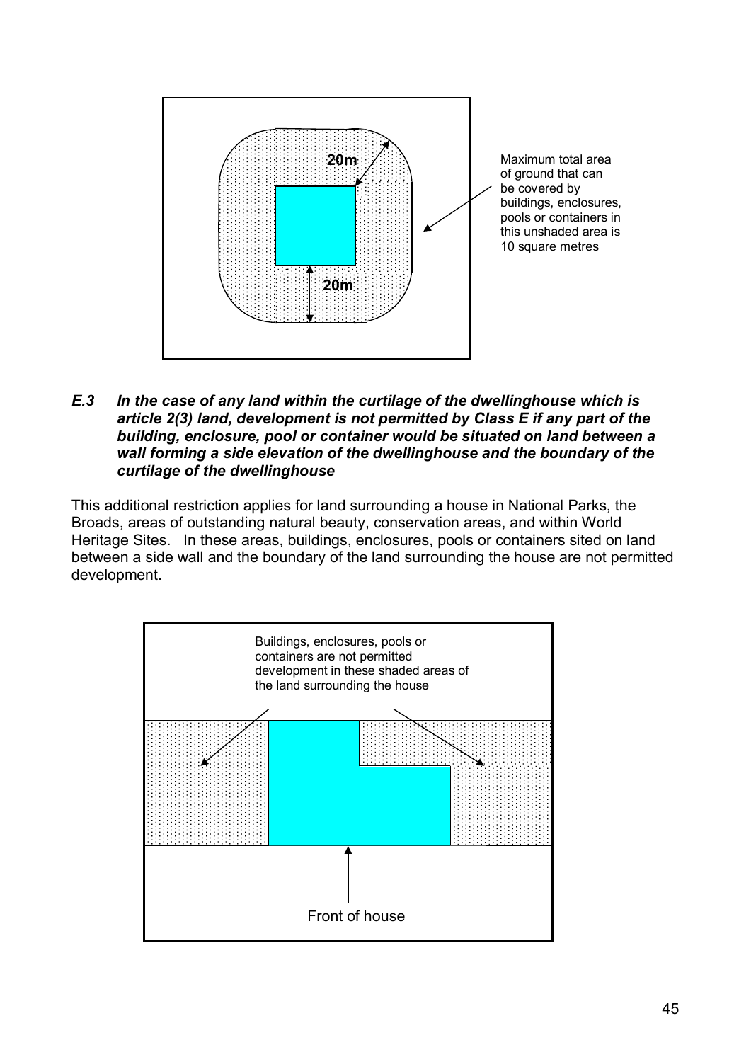20m

20m

Maximum total area of ground that can be covered by buildings, enclosures, pools or containers in this unshaded area is 10 square metres

***E.3 In the case of any land within the curtilage of the dwellinghouse which is article 2(3) land, development is not permitted by Class E if any part of the building, enclosure, pool or container would be situated on land between a wall forming a side elevation of the dwellinghouse and the boundary of the curtilage of the dwellinghouse***

This additional restriction applies for land surrounding a house in National Parks, the Broads, areas of outstanding natural beauty, conservation areas, and within World Heritage Sites. In these areas, buildings, enclosures, pools or containers sited on land between a side wall and the boundary of the land surrounding the house are not permitted development.

Buildings, enclosures, pools or containers are not permitted development in these shaded areas of the land surrounding the house

Front of house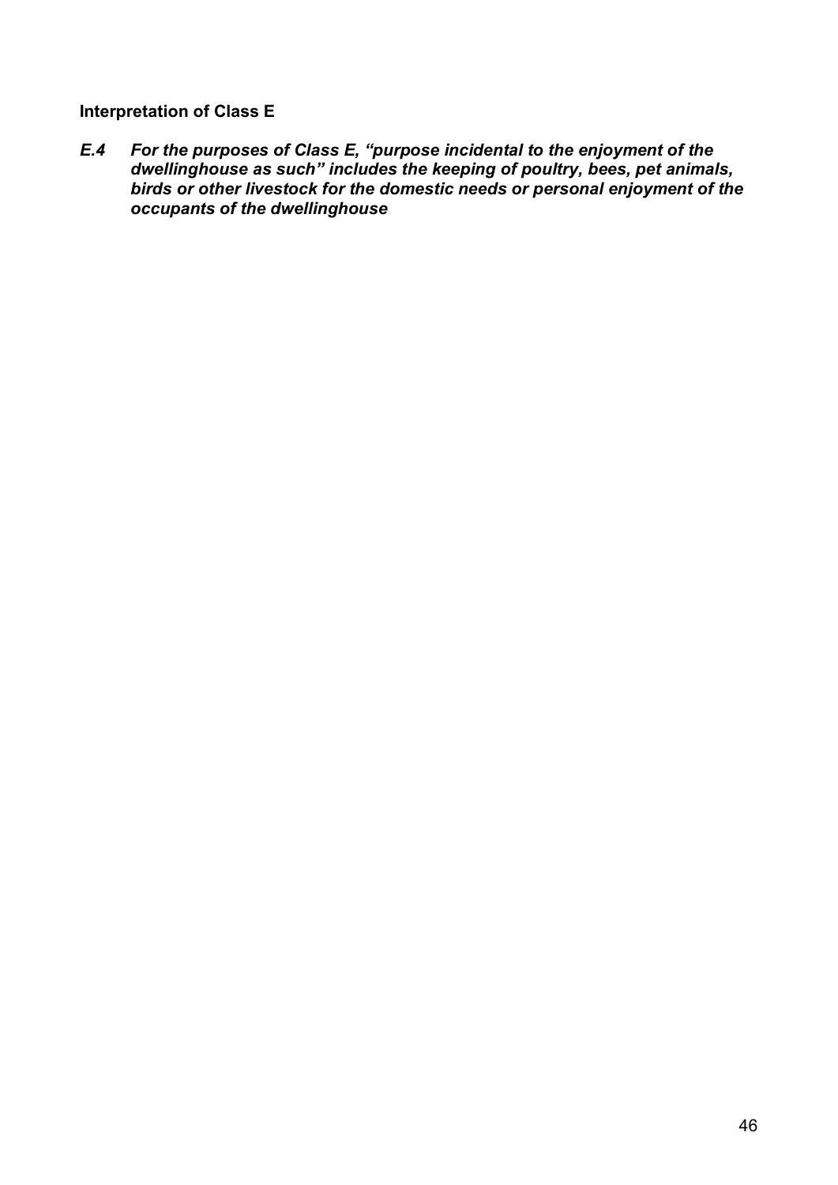**Interpretation of Class E**

***E.4 For the purposes of Class E, "purpose incidental to the enjoyment of the dwellinghouse as such" includes the keeping of poultry, bees, pet animals, birds or other livestock for the domestic needs or personal enjoyment of the occupants of the dwellinghouse***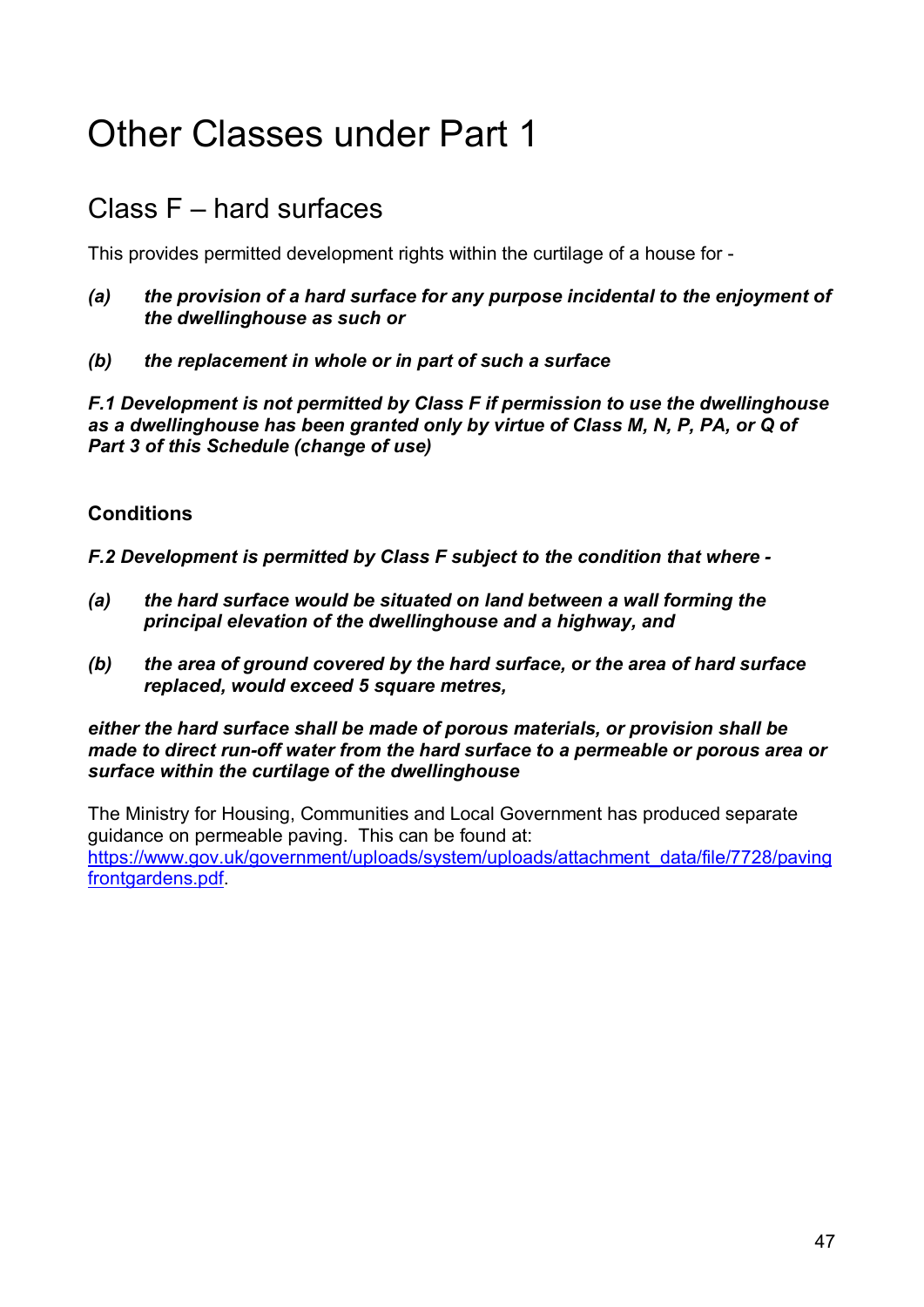# Other Classes under Part 1

## Class F – hard surfaces

This provides permitted development rights within the curtilage of a house for -

***(a)*** ***the provision of a hard surface for any purpose incidental to the enjoyment of the dwellinghouse as such or***

***(b)*** ***the replacement in whole or in part of such a surface***

***F.1 Development is not permitted by Class F if permission to use the dwellinghouse as a dwellinghouse has been granted only by virtue of Class M, N, P, PA, or Q of Part 3 of this Schedule (change of use)***

### Conditions

***F.2 Development is permitted by Class F subject to the condition that where -***

***(a)*** ***the hard surface would be situated on land between a wall forming the principal elevation of the dwellinghouse and a highway, and***

***(b)*** ***the area of ground covered by the hard surface, or the area of hard surface replaced, would exceed 5 square metres,***

***either the hard surface shall be made of porous materials, or provision shall be made to direct run-off water from the hard surface to a permeable or porous area or surface within the curtilage of the dwellinghouse***

The Ministry for Housing, Communities and Local Government has produced separate guidance on permeable paving. This can be found at: [https://www.gov.uk/government/uploads/system/uploads/attachment_data/file/7728/pavingfrontgardens.pdf](https://www.gov.uk/government/uploads/system/uploads/attachment_data/file/7728/pavingfrontgardens.pdf).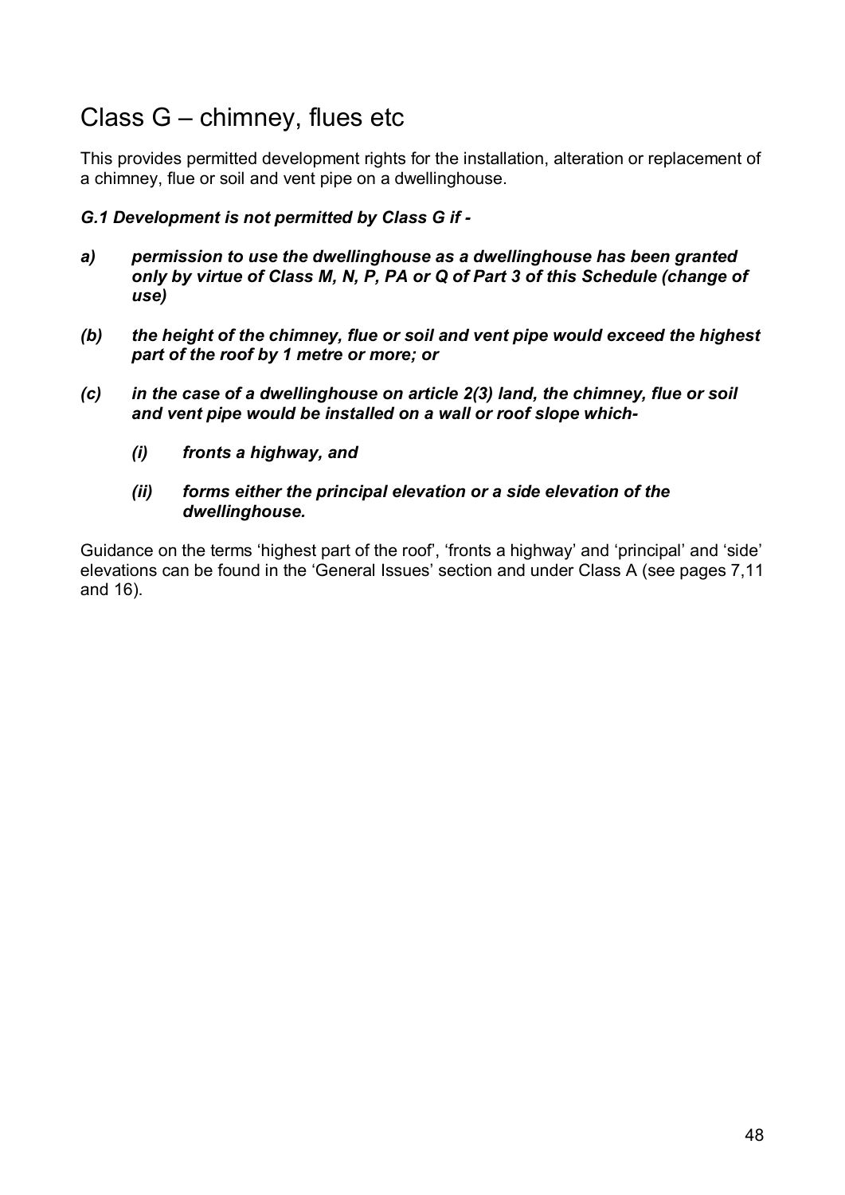## Class G – chimney, flues etc

This provides permitted development rights for the installation, alteration or replacement of a chimney, flue or soil and vent pipe on a dwellinghouse.

***G.1 Development is not permitted by Class G if -***

***a) permission to use the dwellinghouse as a dwellinghouse has been granted only by virtue of Class M, N, P, PA or Q of Part 3 of this Schedule (change of use)***

***(b) the height of the chimney, flue or soil and vent pipe would exceed the highest part of the roof by 1 metre or more; or***

***(c) in the case of a dwellinghouse on article 2(3) land, the chimney, flue or soil and vent pipe would be installed on a wall or roof slope which-***

> ***(i) fronts a highway, and***
>
> ***(ii) forms either the principal elevation or a side elevation of the dwellinghouse.***

Guidance on the terms 'highest part of the roof', 'fronts a highway' and 'principal' and 'side' elevations can be found in the 'General Issues' section and under Class A (see pages 7,11 and 16).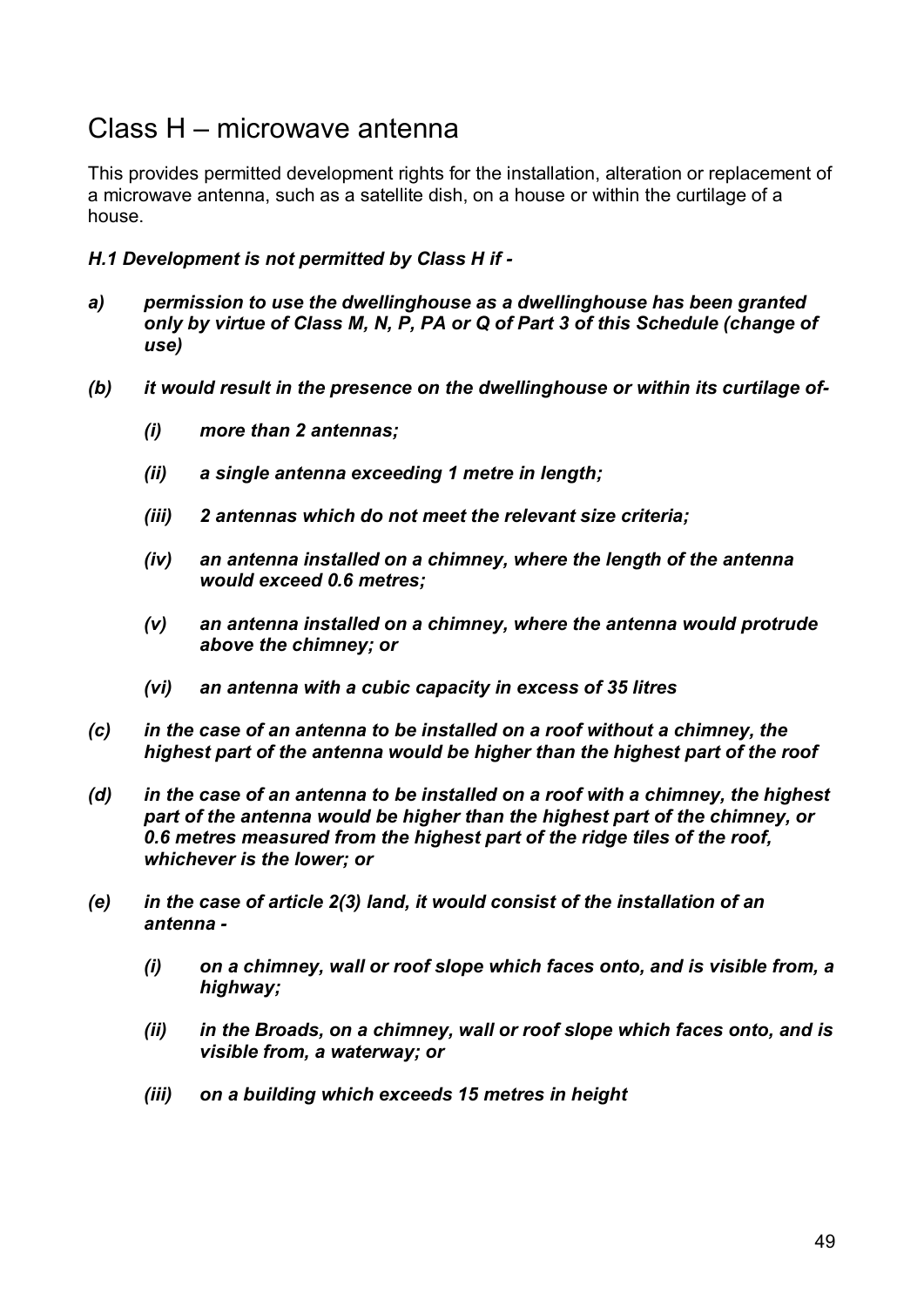## Class H – microwave antenna

This provides permitted development rights for the installation, alteration or replacement of a microwave antenna, such as a satellite dish, on a house or within the curtilage of a house.

***H.1 Development is not permitted by Class H if -***

***a) permission to use the dwellinghouse as a dwellinghouse has been granted only by virtue of Class M, N, P, PA or Q of Part 3 of this Schedule (change of use)***

***(b) it would result in the presence on the dwellinghouse or within its curtilage of-***

- ***(i) more than 2 antennas;***
- ***(ii) a single antenna exceeding 1 metre in length;***
- ***(iii) 2 antennas which do not meet the relevant size criteria;***
- ***(iv) an antenna installed on a chimney, where the length of the antenna would exceed 0.6 metres;***
- ***(v) an antenna installed on a chimney, where the antenna would protrude above the chimney; or***
- ***(vi) an antenna with a cubic capacity in excess of 35 litres***

***(c) in the case of an antenna to be installed on a roof without a chimney, the highest part of the antenna would be higher than the highest part of the roof***

***(d) in the case of an antenna to be installed on a roof with a chimney, the highest part of the antenna would be higher than the highest part of the chimney, or 0.6 metres measured from the highest part of the ridge tiles of the roof, whichever is the lower; or***

***(e) in the case of article 2(3) land, it would consist of the installation of an antenna -***

- ***(i) on a chimney, wall or roof slope which faces onto, and is visible from, a highway;***
- ***(ii) in the Broads, on a chimney, wall or roof slope which faces onto, and is visible from, a waterway; or***
- ***(iii) on a building which exceeds 15 metres in height***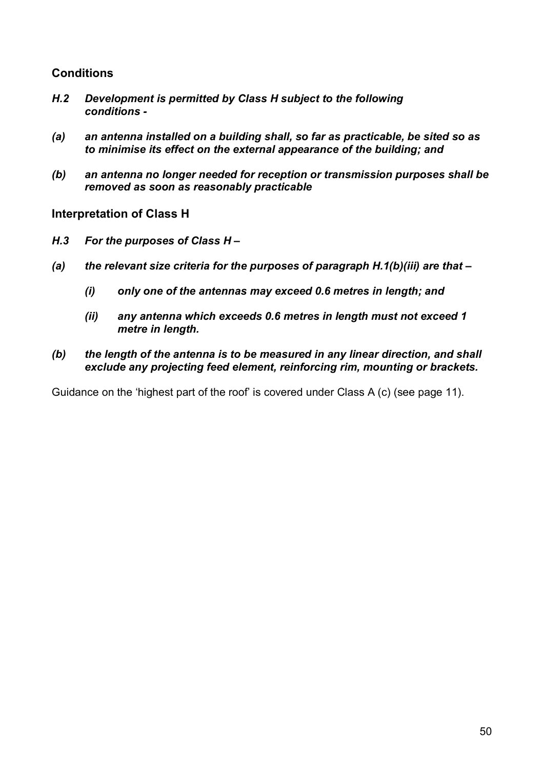## Conditions

***H.2 Development is permitted by Class H subject to the following conditions -***

***(a) an antenna installed on a building shall, so far as practicable, be sited so as to minimise its effect on the external appearance of the building; and***

***(b) an antenna no longer needed for reception or transmission purposes shall be removed as soon as reasonably practicable***

## Interpretation of Class H

***H.3 For the purposes of Class H –***

***(a) the relevant size criteria for the purposes of paragraph H.1(b)(iii) are that –***

- ***(i) only one of the antennas may exceed 0.6 metres in length; and***
- ***(ii) any antenna which exceeds 0.6 metres in length must not exceed 1 metre in length.***

***(b) the length of the antenna is to be measured in any linear direction, and shall exclude any projecting feed element, reinforcing rim, mounting or brackets.***

Guidance on the 'highest part of the roof' is covered under Class A (c) (see page 11).